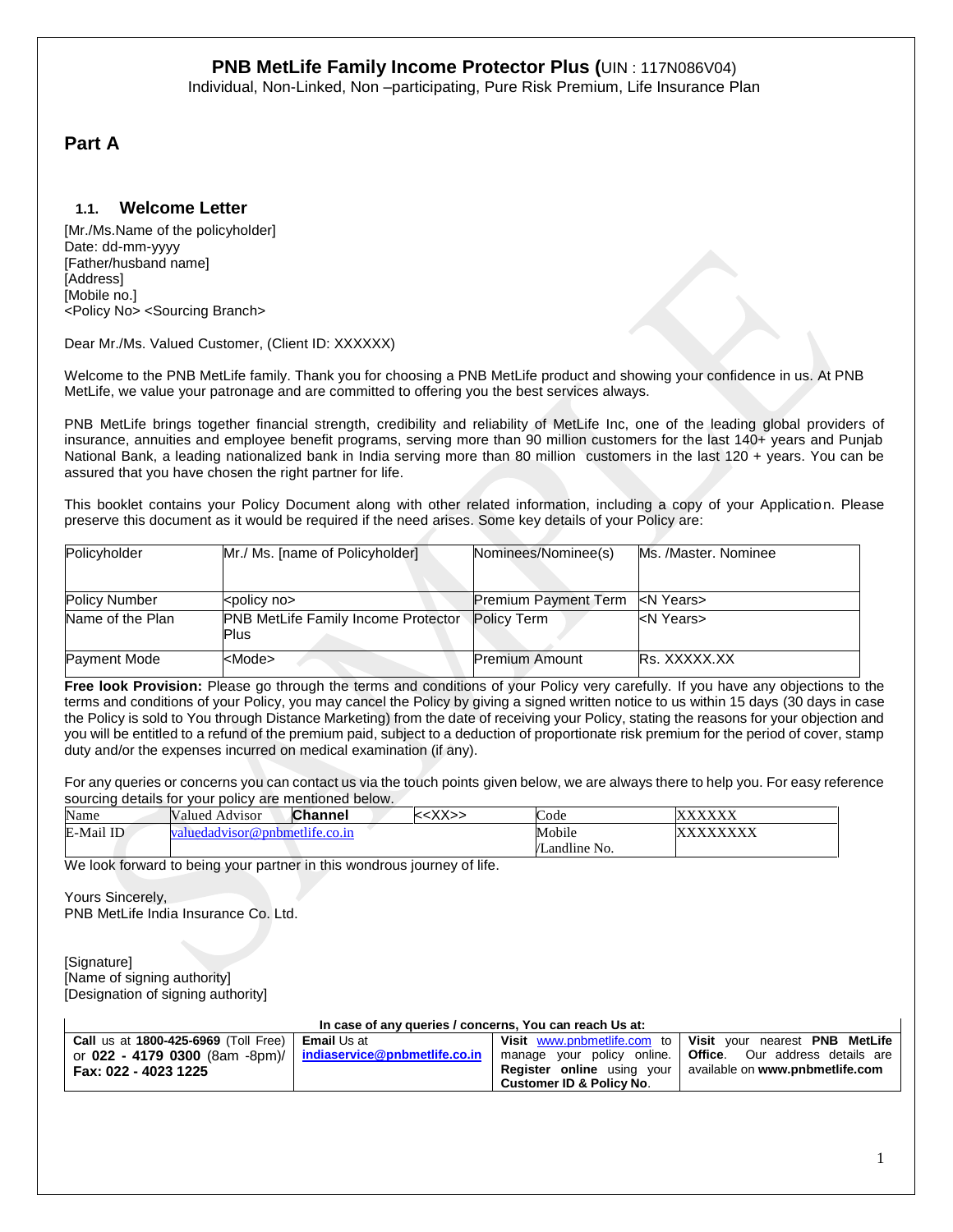# PNB MetLife Family Income Protector Plus (UIN : 117N086V04)

Individual, Non-Linked, Non –participating, Pure Risk Premium, Life Insurance Plan

## Part A

### 1.1. Welcome Letter

[Mr./Ms.Name of the policyholder]
Date: dd-mm-yyyy
[Father/husband name]
[Address]
[Mobile no.]
<Policy No> <Sourcing Branch>

Dear Mr./Ms. Valued Customer, (Client ID: XXXXXX)

Welcome to the PNB MetLife family. Thank you for choosing a PNB MetLife product and showing your confidence in us. At PNB MetLife, we value your patronage and are committed to offering you the best services always.

PNB MetLife brings together financial strength, credibility and reliability of MetLife Inc, one of the leading global providers of insurance, annuities and employee benefit programs, serving more than 90 million customers for the last 140+ years and Punjab National Bank, a leading nationalized bank in India serving more than 80 million customers in the last 120 + years. You can be assured that you have chosen the right partner for life.

This booklet contains your Policy Document along with other related information, including a copy of your Application. Please preserve this document as it would be required if the need arises. Some key details of your Policy are:

| Policyholder | Mr./ Ms. [name of Policyholder] | Nominees/Nominee(s) | Ms. /Master. Nominee |
|---|---|---|---|
| Policy Number | <policy no> | Premium Payment Term | <N Years> |
| Name of the Plan | PNB MetLife Family Income Protector Plus | Policy Term | <N Years> |
| Payment Mode | <Mode> | Premium Amount | Rs. XXXXX.XX |

**Free look Provision:** Please go through the terms and conditions of your Policy very carefully. If you have any objections to the terms and conditions of your Policy, you may cancel the Policy by giving a signed written notice to us within 15 days (30 days in case the Policy is sold to You through Distance Marketing) from the date of receiving your Policy, stating the reasons for your objection and you will be entitled to a refund of the premium paid, subject to a deduction of proportionate risk premium for the period of cover, stamp duty and/or the expenses incurred on medical examination (if any).

For any queries or concerns you can contact us via the touch points given below, we are always there to help you. For easy reference sourcing details for your policy are mentioned below.

| Name | Valued Advisor | **Channel** | <<XX>> | Code | XXXXXX |
|---|---|---|---|---|---|
| E-Mail ID | valuedadvisor@pnbmetlife.co.in | | | Mobile /Landline No. | XXXXXXXX |

We look forward to being your partner in this wondrous journey of life.

Yours Sincerely,
PNB MetLife India Insurance Co. Ltd.

[Signature]
[Name of signing authority]
[Designation of signing authority]

| In case of any queries / concerns, You can reach Us at: | | | |
|---|---|---|---|
| **Call** us at **1800-425-6969** (Toll Free) or **022 - 4179 0300** (8am -8pm)/ **Fax: 022 - 4023 1225** | **Email** Us at **indiaservice@pnbmetlife.co.in** | **Visit** www.pnbmetlife.com to manage your policy online. **Register online** using your **Customer ID & Policy No**. | **Visit** your nearest **PNB MetLife Office**. Our address details are available on **www.pnbmetlife.com** |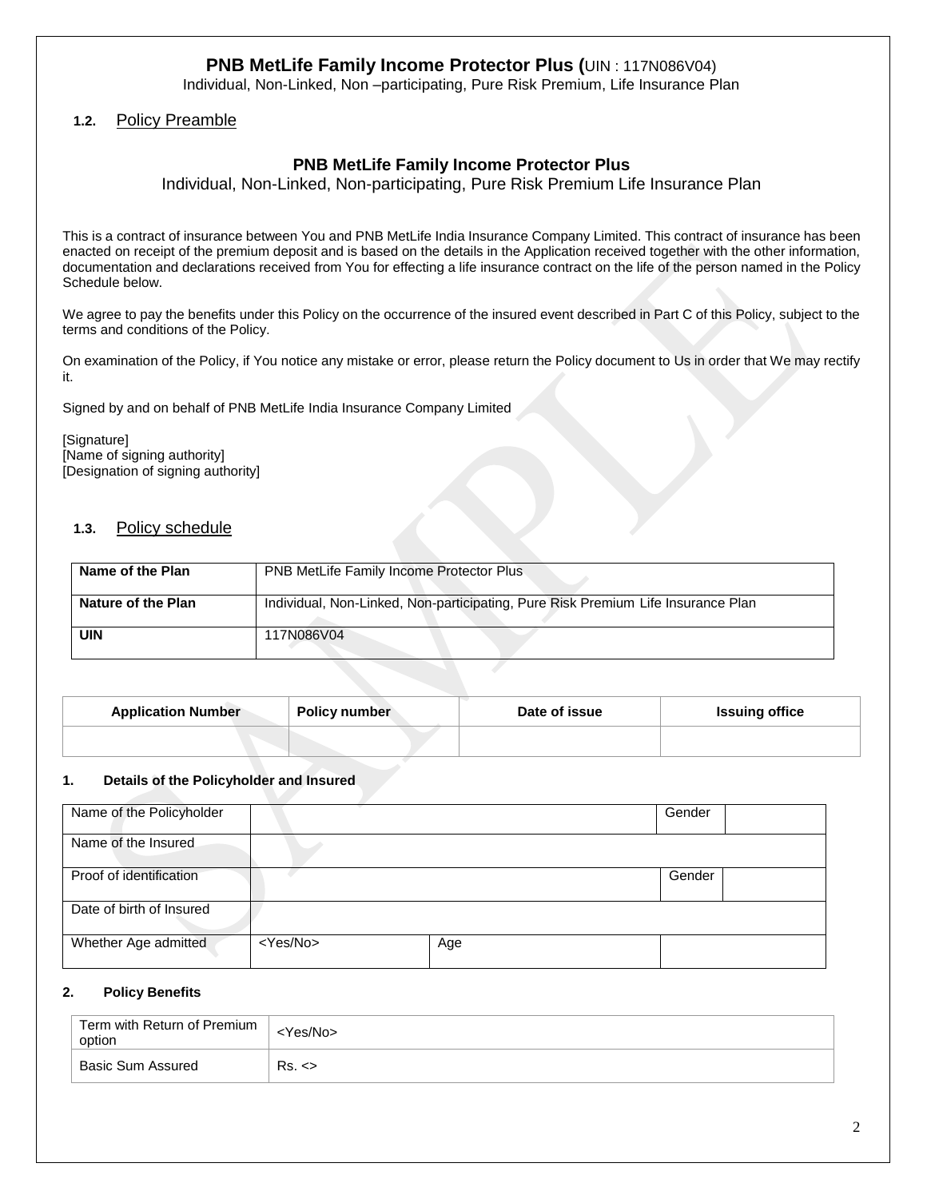# PNB MetLife Family Income Protector Plus (UIN : 117N086V04)

Individual, Non-Linked, Non –participating, Pure Risk Premium, Life Insurance Plan

## 1.2. Policy Preamble

### PNB MetLife Family Income Protector Plus

Individual, Non-Linked, Non-participating, Pure Risk Premium Life Insurance Plan

This is a contract of insurance between You and PNB MetLife India Insurance Company Limited. This contract of insurance has been enacted on receipt of the premium deposit and is based on the details in the Application received together with the other information, documentation and declarations received from You for effecting a life insurance contract on the life of the person named in the Policy Schedule below.

We agree to pay the benefits under this Policy on the occurrence of the insured event described in Part C of this Policy, subject to the terms and conditions of the Policy.

On examination of the Policy, if You notice any mistake or error, please return the Policy document to Us in order that We may rectify it.

Signed by and on behalf of PNB MetLife India Insurance Company Limited

[Signature]
[Name of signing authority]
[Designation of signing authority]

## 1.3. Policy schedule

| **Name of the Plan** | PNB MetLife Family Income Protector Plus |
|---|---|
| **Nature of the Plan** | Individual, Non-Linked, Non-participating, Pure Risk Premium Life Insurance Plan |
| **UIN** | 117N086V04 |

| **Application Number** | **Policy number** | **Date of issue** | **Issuing office** |
|---|---|---|---|
| | | | |

**1. Details of the Policyholder and Insured**

| Name of the Policyholder | | | Gender | |
|---|---|---|---|---|
| Name of the Insured | | | | |
| Proof of identification | | | Gender | |
| Date of birth of Insured | | | | |
| Whether Age admitted | <Yes/No> | Age | | |

**2. Policy Benefits**

| Term with Return of Premium option | <Yes/No> |
|---|---|
| Basic Sum Assured | Rs. <> |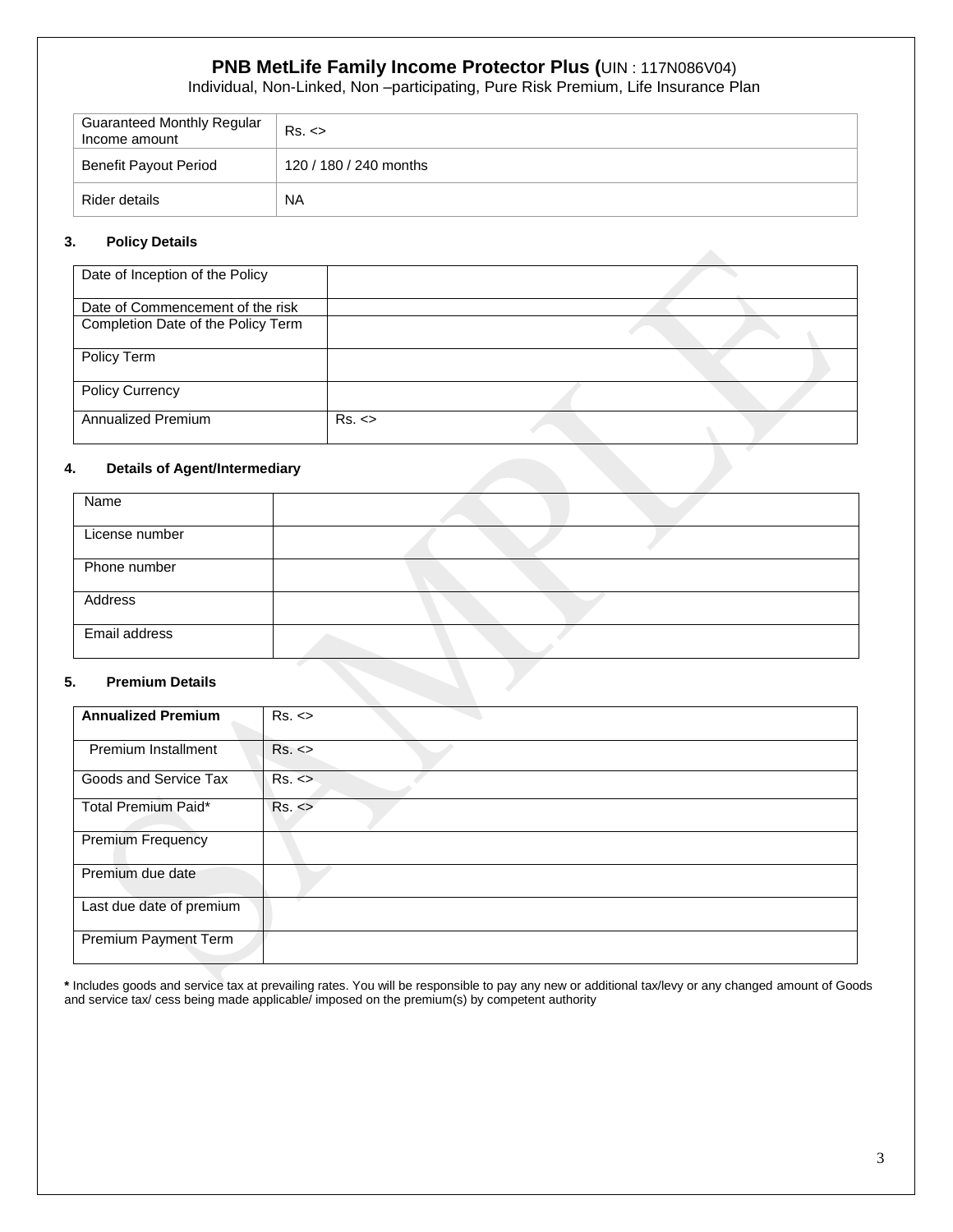# PNB MetLife Family Income Protector Plus (UIN : 117N086V04)

Individual, Non-Linked, Non –participating, Pure Risk Premium, Life Insurance Plan

| Guaranteed Monthly Regular Income amount | Rs. <> |
|---|---|
| Benefit Payout Period | 120 / 180 / 240 months |
| Rider details | NA |

### 3. Policy Details

| Date of Inception of the Policy | |
|---|---|
| Date of Commencement of the risk | |
| Completion Date of the Policy Term | |
| Policy Term | |
| Policy Currency | |
| Annualized Premium | Rs. <> |

### 4. Details of Agent/Intermediary

| Name | |
|---|---|
| License number | |
| Phone number | |
| Address | |
| Email address | |

### 5. Premium Details

| **Annualized Premium** | Rs. <> |
|---|---|
| Premium Installment | Rs. <> |
| Goods and Service Tax | Rs. <> |
| Total Premium Paid* | Rs. <> |
| Premium Frequency | |
| Premium due date | |
| Last due date of premium | |
| Premium Payment Term | |

**\*** Includes goods and service tax at prevailing rates. You will be responsible to pay any new or additional tax/levy or any changed amount of Goods and service tax/ cess being made applicable/ imposed on the premium(s) by competent authority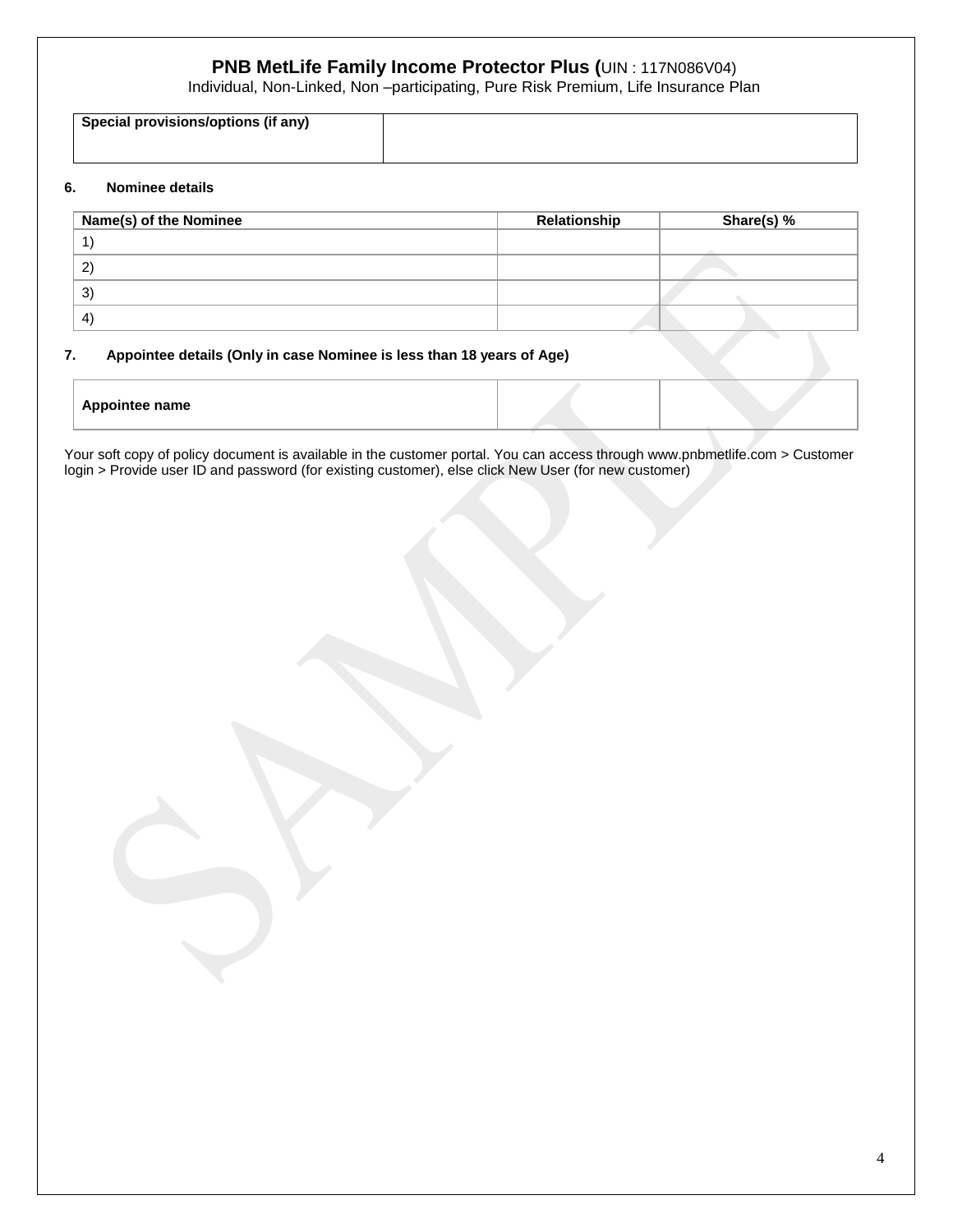**PNB MetLife Family Income Protector Plus (**UIN : 117N086V04)
Individual, Non-Linked, Non –participating, Pure Risk Premium, Life Insurance Plan

| **Special provisions/options (if any)** | |
|---|---|

### 6. Nominee details

| **Name(s) of the Nominee** | **Relationship** | **Share(s) %** |
|---|---|---|
| 1) | | |
| 2) | | |
| 3) | | |
| 4) | | |

### 7. Appointee details (Only in case Nominee is less than 18 years of Age)

| **Appointee name** | | |
|---|---|---|

Your soft copy of policy document is available in the customer portal. You can access through www.pnbmetlife.com > Customer login > Provide user ID and password (for existing customer), else click New User (for new customer)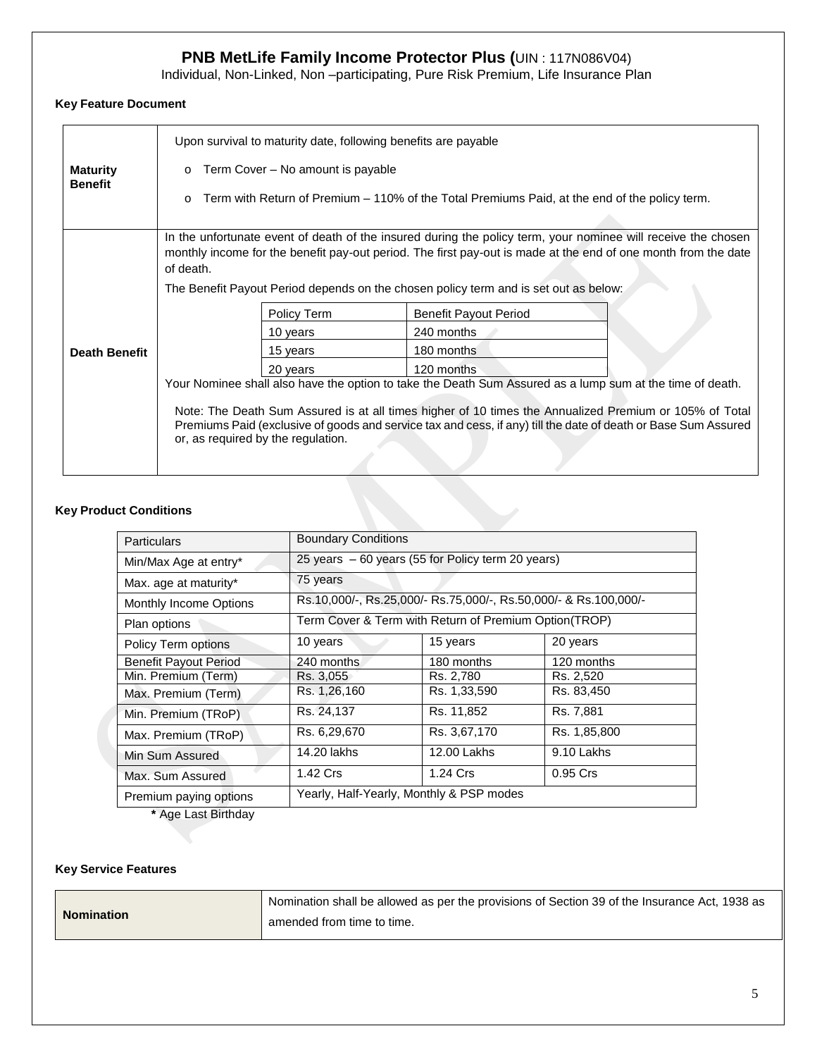# PNB MetLife Family Income Protector Plus (UIN : 117N086V04)

Individual, Non-Linked, Non –participating, Pure Risk Premium, Life Insurance Plan

**Key Feature Document**

| | |
|---|---|
| **Maturity Benefit** | Upon survival to maturity date, following benefits are payable<br>o Term Cover – No amount is payable<br>o Term with Return of Premium – 110% of the Total Premiums Paid, at the end of the policy term. |
| **Death Benefit** | In the unfortunate event of death of the insured during the policy term, your nominee will receive the chosen monthly income for the benefit pay-out period. The first pay-out is made at the end of one month from the date of death.<br>The Benefit Payout Period depends on the chosen policy term and is set out as below:<br>Policy Term – Benefit Payout Period<br>10 years – 240 months<br>15 years – 180 months<br>20 years – 120 months<br>Your Nominee shall also have the option to take the Death Sum Assured as a lump sum at the time of death.<br>Note: The Death Sum Assured is at all times higher of 10 times the Annualized Premium or 105% of Total Premiums Paid (exclusive of goods and service tax and cess, if any) till the date of death or Base Sum Assured or, as required by the regulation. |

**Key Product Conditions**

| Particulars | Boundary Conditions | | |
|---|---|---|---|
| Min/Max Age at entry* | 25 years – 60 years (55 for Policy term 20 years) | | |
| Max. age at maturity* | 75 years | | |
| Monthly Income Options | Rs.10,000/-, Rs.25,000/- Rs.75,000/-, Rs.50,000/- & Rs.100,000/- | | |
| Plan options | Term Cover & Term with Return of Premium Option(TROP) | | |
| Policy Term options | 10 years | 15 years | 20 years |
| Benefit Payout Period | 240 months | 180 months | 120 months |
| Min. Premium (Term) | Rs. 3,055 | Rs. 2,780 | Rs. 2,520 |
| Max. Premium (Term) | Rs. 1,26,160 | Rs. 1,33,590 | Rs. 83,450 |
| Min. Premium (TRoP) | Rs. 24,137 | Rs. 11,852 | Rs. 7,881 |
| Max. Premium (TRoP) | Rs. 6,29,670 | Rs. 3,67,170 | Rs. 1,85,800 |
| Min Sum Assured | 14.20 lakhs | 12.00 Lakhs | 9.10 Lakhs |
| Max. Sum Assured | 1.42 Crs | 1.24 Crs | 0.95 Crs |
| Premium paying options | Yearly, Half-Yearly, Monthly & PSP modes | | |

**\*** Age Last Birthday

**Key Service Features**

| | |
|---|---|
| **Nomination** | Nomination shall be allowed as per the provisions of Section 39 of the Insurance Act, 1938 as amended from time to time. |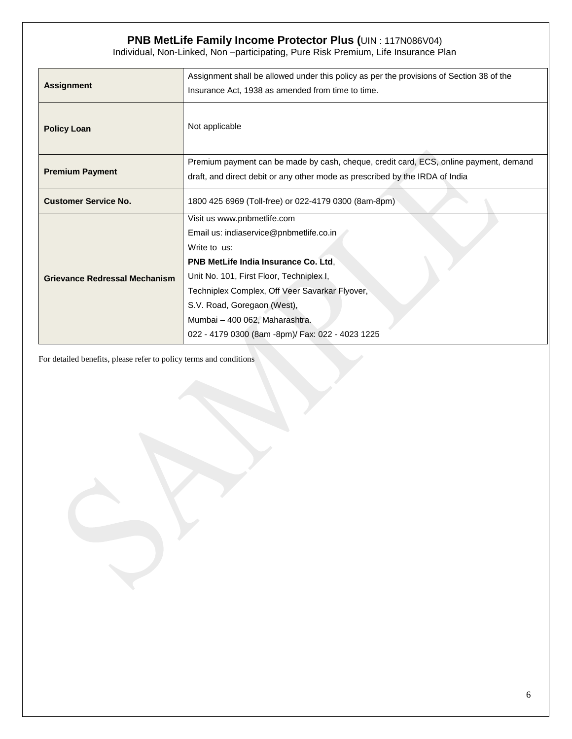**PNB MetLife Family Income Protector Plus (**UIN : 117N086V04)

Individual, Non-Linked, Non –participating, Pure Risk Premium, Life Insurance Plan

| | |
|---|---|
| **Assignment** | Assignment shall be allowed under this policy as per the provisions of Section 38 of the Insurance Act, 1938 as amended from time to time. |
| **Policy Loan** | Not applicable |
| **Premium Payment** | Premium payment can be made by cash, cheque, credit card, ECS, online payment, demand draft, and direct debit or any other mode as prescribed by the IRDA of India |
| **Customer Service No.** | 1800 425 6969 (Toll-free) or 022-4179 0300 (8am-8pm) |
| **Grievance Redressal Mechanism** | Visit us www.pnbmetlife.com<br>Email us: indiaservice@pnbmetlife.co.in<br>Write to us:<br>**PNB MetLife India Insurance Co. Ltd**,<br>Unit No. 101, First Floor, Techniplex I,<br>Techniplex Complex, Off Veer Savarkar Flyover,<br>S.V. Road, Goregaon (West),<br>Mumbai – 400 062, Maharashtra.<br>022 - 4179 0300 (8am -8pm)/ Fax: 022 - 4023 1225 |

For detailed benefits, please refer to policy terms and conditions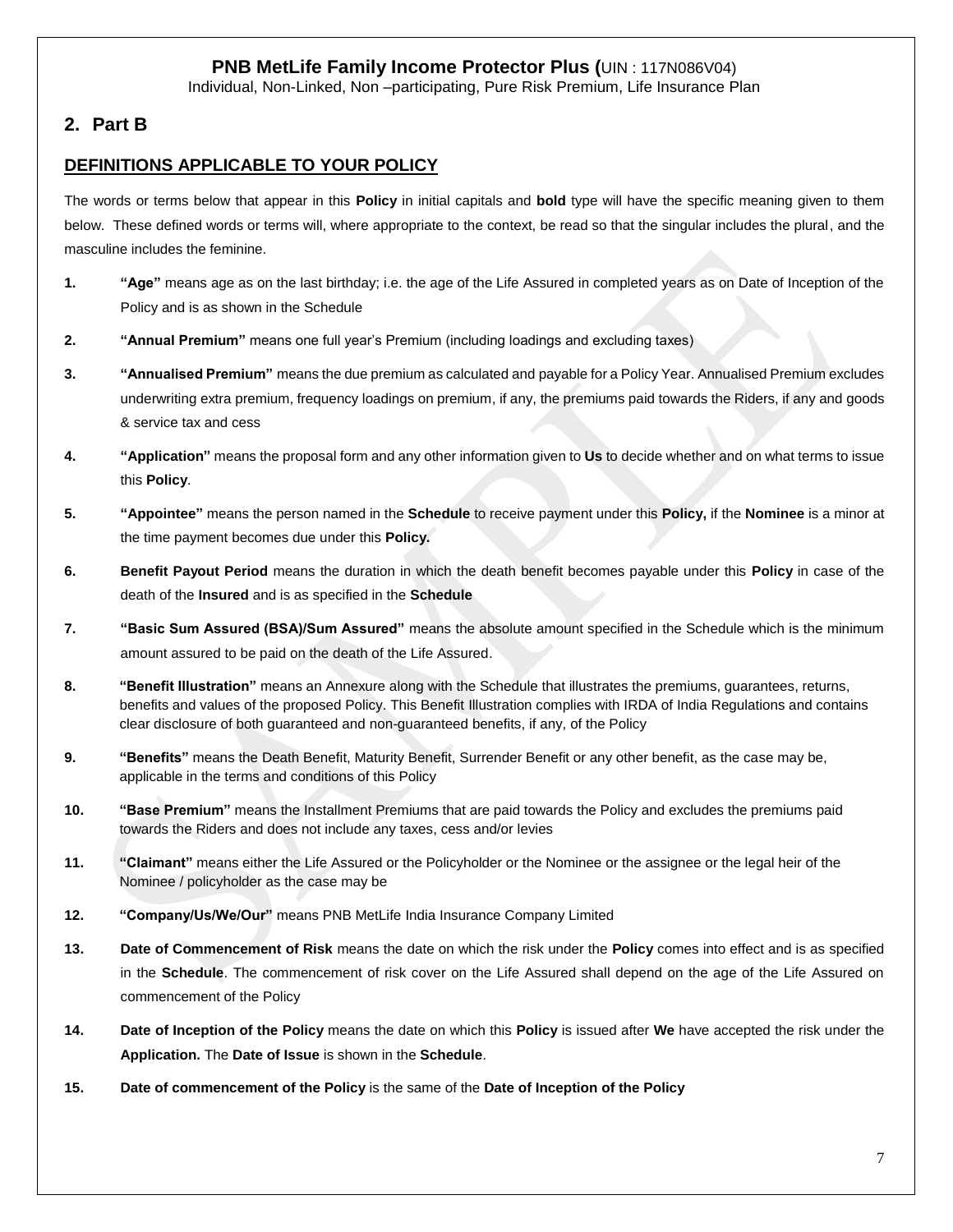**PNB MetLife Family Income Protector Plus (**UIN : 117N086V04)
Individual, Non-Linked, Non –participating, Pure Risk Premium, Life Insurance Plan

## 2. Part B

### DEFINITIONS APPLICABLE TO YOUR POLICY

The words or terms below that appear in this **Policy** in initial capitals and **bold** type will have the specific meaning given to them below. These defined words or terms will, where appropriate to the context, be read so that the singular includes the plural, and the masculine includes the feminine.

1. **"Age"** means age as on the last birthday; i.e. the age of the Life Assured in completed years as on Date of Inception of the Policy and is as shown in the Schedule
2. **"Annual Premium"** means one full year's Premium (including loadings and excluding taxes)
3. **"Annualised Premium"** means the due premium as calculated and payable for a Policy Year. Annualised Premium excludes underwriting extra premium, frequency loadings on premium, if any, the premiums paid towards the Riders, if any and goods & service tax and cess
4. **"Application"** means the proposal form and any other information given to **Us** to decide whether and on what terms to issue this **Policy**.
5. **"Appointee"** means the person named in the **Schedule** to receive payment under this **Policy,** if the **Nominee** is a minor at the time payment becomes due under this **Policy.**
6. **Benefit Payout Period** means the duration in which the death benefit becomes payable under this **Policy** in case of the death of the **Insured** and is as specified in the **Schedule**
7. **"Basic Sum Assured (BSA)/Sum Assured"** means the absolute amount specified in the Schedule which is the minimum amount assured to be paid on the death of the Life Assured.
8. **"Benefit Illustration"** means an Annexure along with the Schedule that illustrates the premiums, guarantees, returns, benefits and values of the proposed Policy. This Benefit Illustration complies with IRDA of India Regulations and contains clear disclosure of both guaranteed and non-guaranteed benefits, if any, of the Policy
9. **"Benefits"** means the Death Benefit, Maturity Benefit, Surrender Benefit or any other benefit, as the case may be, applicable in the terms and conditions of this Policy
10. **"Base Premium"** means the Installment Premiums that are paid towards the Policy and excludes the premiums paid towards the Riders and does not include any taxes, cess and/or levies
11. **"Claimant"** means either the Life Assured or the Policyholder or the Nominee or the assignee or the legal heir of the Nominee / policyholder as the case may be
12. **"Company/Us/We/Our"** means PNB MetLife India Insurance Company Limited
13. **Date of Commencement of Risk** means the date on which the risk under the **Policy** comes into effect and is as specified in the **Schedule**. The commencement of risk cover on the Life Assured shall depend on the age of the Life Assured on commencement of the Policy
14. **Date of Inception of the Policy** means the date on which this **Policy** is issued after **We** have accepted the risk under the **Application.** The **Date of Issue** is shown in the **Schedule**.
15. **Date of commencement of the Policy** is the same of the **Date of Inception of the Policy**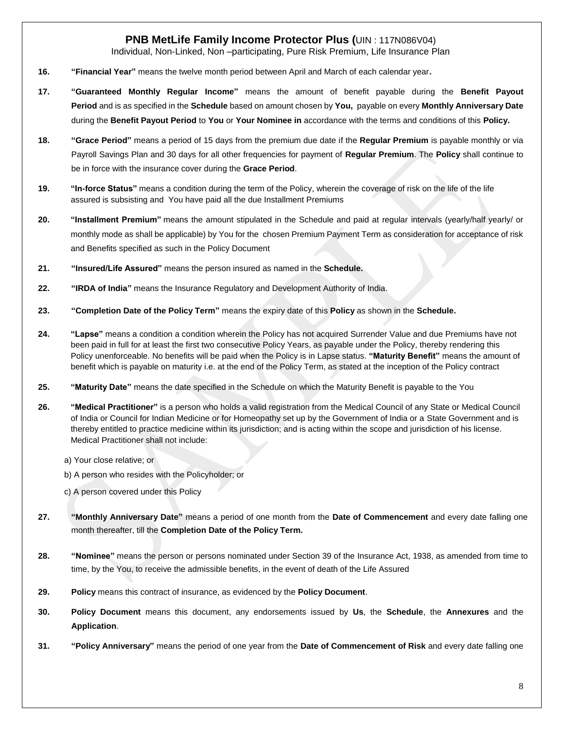16. **"Financial Year"** means the twelve month period between April and March of each calendar year**.**

17. **"Guaranteed Monthly Regular Income"** means the amount of benefit payable during the **Benefit Payout Period** and is as specified in the **Schedule** based on amount chosen by **You,** payable on every **Monthly Anniversary Date** during the **Benefit Payout Period** to **You** or **Your Nominee in** accordance with the terms and conditions of this **Policy.**

18. **"Grace Period"** means a period of 15 days from the premium due date if the **Regular Premium** is payable monthly or via Payroll Savings Plan and 30 days for all other frequencies for payment of **Regular Premium**. The **Policy** shall continue to be in force with the insurance cover during the **Grace Period**.

19. **"In-force Status"** means a condition during the term of the Policy, wherein the coverage of risk on the life of the life assured is subsisting and You have paid all the due Installment Premiums

20. **"Installment Premium"** means the amount stipulated in the Schedule and paid at regular intervals (yearly/half yearly/ or monthly mode as shall be applicable) by You for the chosen Premium Payment Term as consideration for acceptance of risk and Benefits specified as such in the Policy Document

21. **"Insured/Life Assured"** means the person insured as named in the **Schedule.**

22. **"IRDA of India"** means the Insurance Regulatory and Development Authority of India.

23. **"Completion Date of the Policy Term"** means the expiry date of this **Policy** as shown in the **Schedule.**

24. **"Lapse"** means a condition a condition wherein the Policy has not acquired Surrender Value and due Premiums have not been paid in full for at least the first two consecutive Policy Years, as payable under the Policy, thereby rendering this Policy unenforceable. No benefits will be paid when the Policy is in Lapse status. **"Maturity Benefit"** means the amount of benefit which is payable on maturity i.e. at the end of the Policy Term, as stated at the inception of the Policy contract

25. **"Maturity Date"** means the date specified in the Schedule on which the Maturity Benefit is payable to the You

26. **"Medical Practitioner"** is a person who holds a valid registration from the Medical Council of any State or Medical Council of India or Council for Indian Medicine or for Homeopathy set up by the Government of India or a State Government and is thereby entitled to practice medicine within its jurisdiction; and is acting within the scope and jurisdiction of his license. Medical Practitioner shall not include:

    a) Your close relative; or

    b) A person who resides with the Policyholder; or

    c) A person covered under this Policy

27. **"Monthly Anniversary Date"** means a period of one month from the **Date of Commencement** and every date falling one month thereafter, till the **Completion Date of the Policy Term.**

28. **"Nominee"** means the person or persons nominated under Section 39 of the Insurance Act, 1938, as amended from time to time, by the You, to receive the admissible benefits, in the event of death of the Life Assured

29. **Policy** means this contract of insurance, as evidenced by the **Policy Document**.

30. **Policy Document** means this document, any endorsements issued by **Us**, the **Schedule**, the **Annexures** and the **Application**.

31. **"Policy Anniversary"** means the period of one year from the **Date of Commencement of Risk** and every date falling one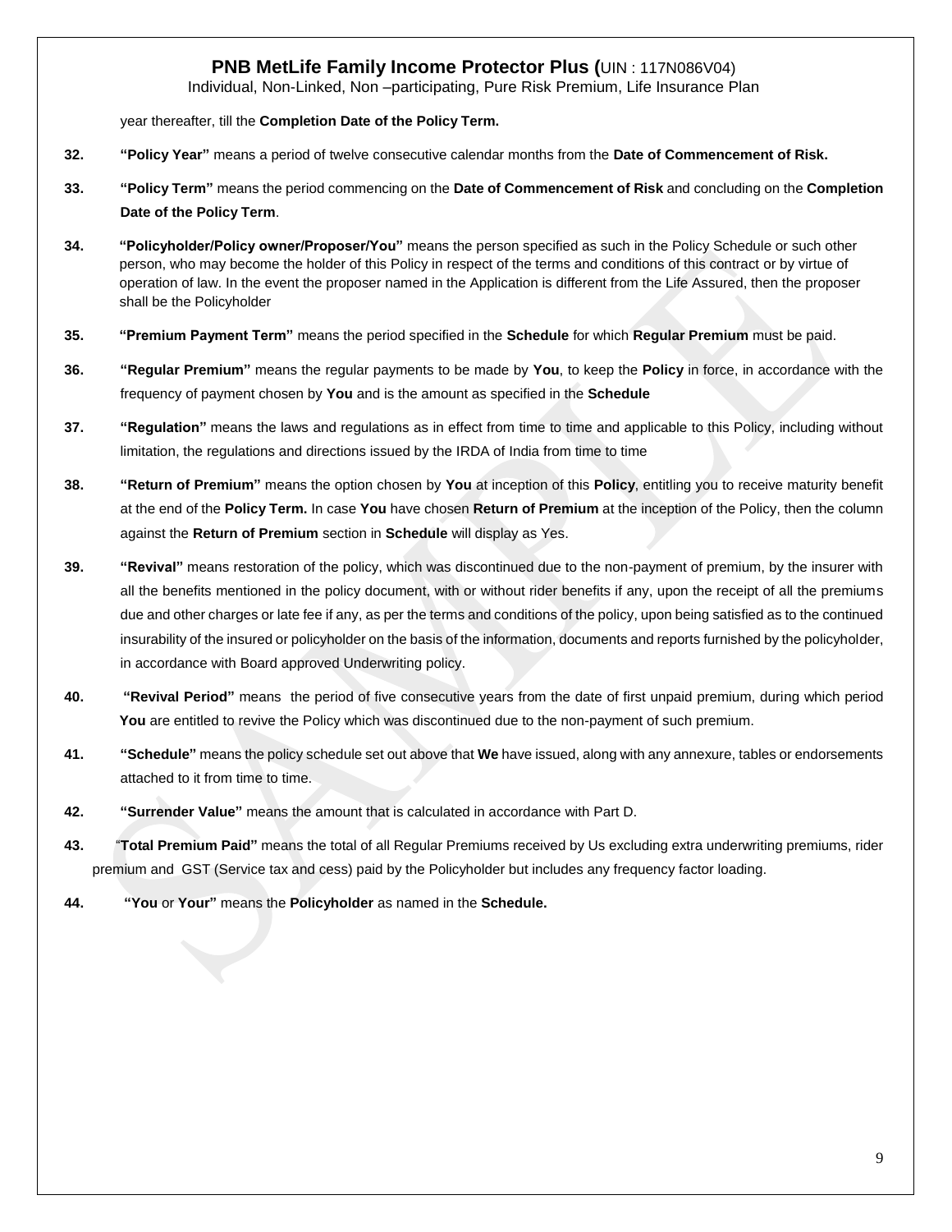year thereafter, till the **Completion Date of the Policy Term.**

**32.** **"Policy Year"** means a period of twelve consecutive calendar months from the **Date of Commencement of Risk.**

**33.** **"Policy Term"** means the period commencing on the **Date of Commencement of Risk** and concluding on the **Completion Date of the Policy Term**.

**34.** **"Policyholder/Policy owner/Proposer/You"** means the person specified as such in the Policy Schedule or such other person, who may become the holder of this Policy in respect of the terms and conditions of this contract or by virtue of operation of law. In the event the proposer named in the Application is different from the Life Assured, then the proposer shall be the Policyholder

**35.** **"Premium Payment Term"** means the period specified in the **Schedule** for which **Regular Premium** must be paid.

**36.** **"Regular Premium"** means the regular payments to be made by **You**, to keep the **Policy** in force, in accordance with the frequency of payment chosen by **You** and is the amount as specified in the **Schedule**

**37.** **"Regulation"** means the laws and regulations as in effect from time to time and applicable to this Policy, including without limitation, the regulations and directions issued by the IRDA of India from time to time

**38.** **"Return of Premium"** means the option chosen by **You** at inception of this **Policy**, entitling you to receive maturity benefit at the end of the **Policy Term.** In case **You** have chosen **Return of Premium** at the inception of the Policy, then the column against the **Return of Premium** section in **Schedule** will display as Yes.

**39.** **"Revival"** means restoration of the policy, which was discontinued due to the non-payment of premium, by the insurer with all the benefits mentioned in the policy document, with or without rider benefits if any, upon the receipt of all the premiums due and other charges or late fee if any, as per the terms and conditions of the policy, upon being satisfied as to the continued insurability of the insured or policyholder on the basis of the information, documents and reports furnished by the policyholder, in accordance with Board approved Underwriting policy.

**40.** **"Revival Period"** means the period of five consecutive years from the date of first unpaid premium, during which period **You** are entitled to revive the Policy which was discontinued due to the non-payment of such premium.

**41.** **"Schedule"** means the policy schedule set out above that **We** have issued, along with any annexure, tables or endorsements attached to it from time to time.

**42.** **"Surrender Value"** means the amount that is calculated in accordance with Part D.

**43.** "**Total Premium Paid"** means the total of all Regular Premiums received by Us excluding extra underwriting premiums, rider premium and GST (Service tax and cess) paid by the Policyholder but includes any frequency factor loading.

**44.** **"You** or **Your"** means the **Policyholder** as named in the **Schedule.**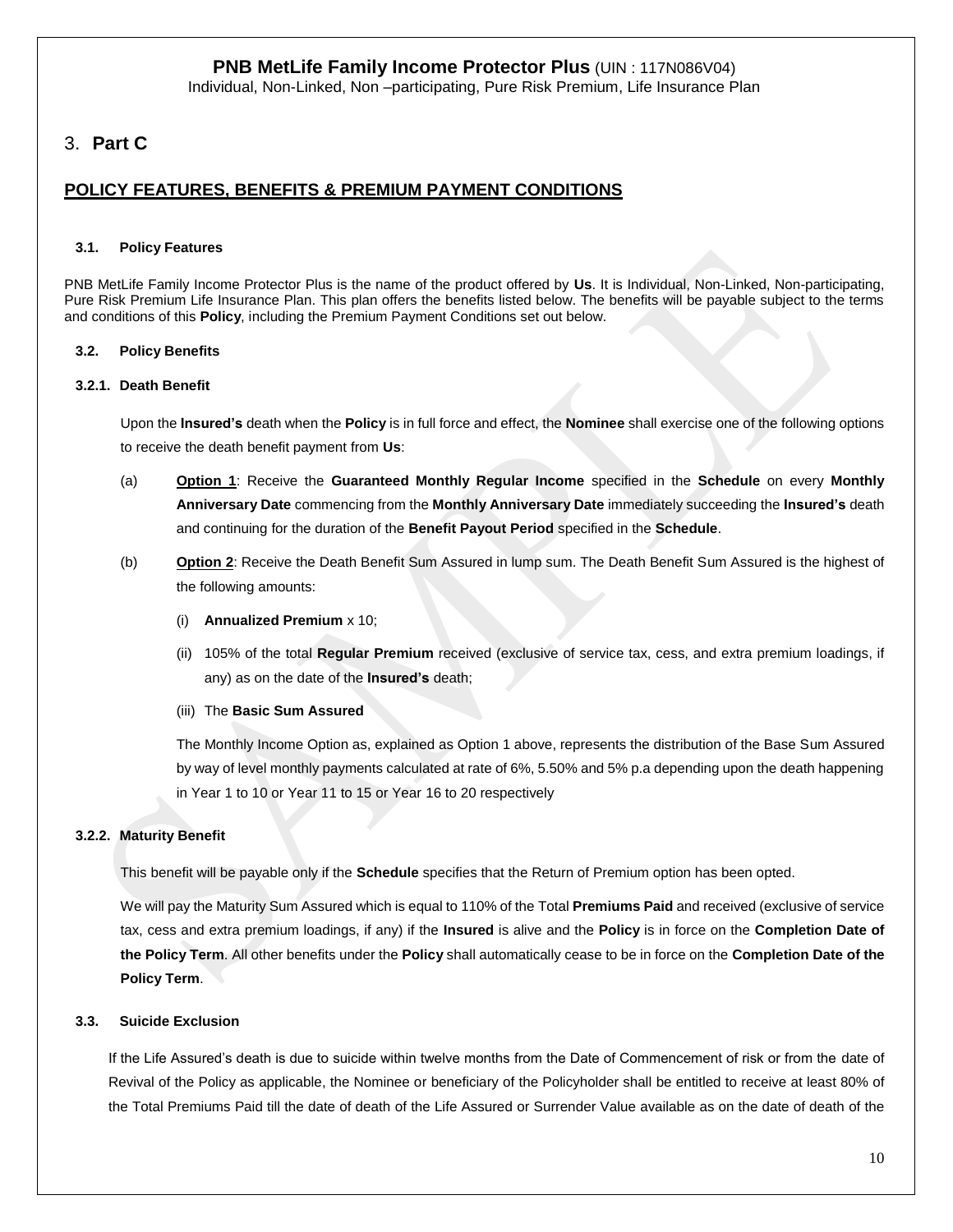# 3. **Part C**

## **POLICY FEATURES, BENEFITS & PREMIUM PAYMENT CONDITIONS**

### **3.1. Policy Features**

PNB MetLife Family Income Protector Plus is the name of the product offered by **Us**. It is Individual, Non-Linked, Non-participating, Pure Risk Premium Life Insurance Plan. This plan offers the benefits listed below. The benefits will be payable subject to the terms and conditions of this **Policy**, including the Premium Payment Conditions set out below.

### **3.2. Policy Benefits**

#### **3.2.1. Death Benefit**

Upon the **Insured's** death when the **Policy** is in full force and effect, the **Nominee** shall exercise one of the following options to receive the death benefit payment from **Us**:

(a) **Option 1**: Receive the **Guaranteed Monthly Regular Income** specified in the **Schedule** on every **Monthly Anniversary Date** commencing from the **Monthly Anniversary Date** immediately succeeding the **Insured's** death and continuing for the duration of the **Benefit Payout Period** specified in the **Schedule**.

(b) **Option 2**: Receive the Death Benefit Sum Assured in lump sum. The Death Benefit Sum Assured is the highest of the following amounts:

(i) **Annualized Premium** x 10;

(ii) 105% of the total **Regular Premium** received (exclusive of service tax, cess, and extra premium loadings, if any) as on the date of the **Insured's** death;

(iii) The **Basic Sum Assured**

The Monthly Income Option as, explained as Option 1 above, represents the distribution of the Base Sum Assured by way of level monthly payments calculated at rate of 6%, 5.50% and 5% p.a depending upon the death happening in Year 1 to 10 or Year 11 to 15 or Year 16 to 20 respectively

#### **3.2.2. Maturity Benefit**

This benefit will be payable only if the **Schedule** specifies that the Return of Premium option has been opted.

We will pay the Maturity Sum Assured which is equal to 110% of the Total **Premiums Paid** and received (exclusive of service tax, cess and extra premium loadings, if any) if the **Insured** is alive and the **Policy** is in force on the **Completion Date of the Policy Term**. All other benefits under the **Policy** shall automatically cease to be in force on the **Completion Date of the Policy Term**.

### **3.3. Suicide Exclusion**

If the Life Assured's death is due to suicide within twelve months from the Date of Commencement of risk or from the date of Revival of the Policy as applicable, the Nominee or beneficiary of the Policyholder shall be entitled to receive at least 80% of the Total Premiums Paid till the date of death of the Life Assured or Surrender Value available as on the date of death of the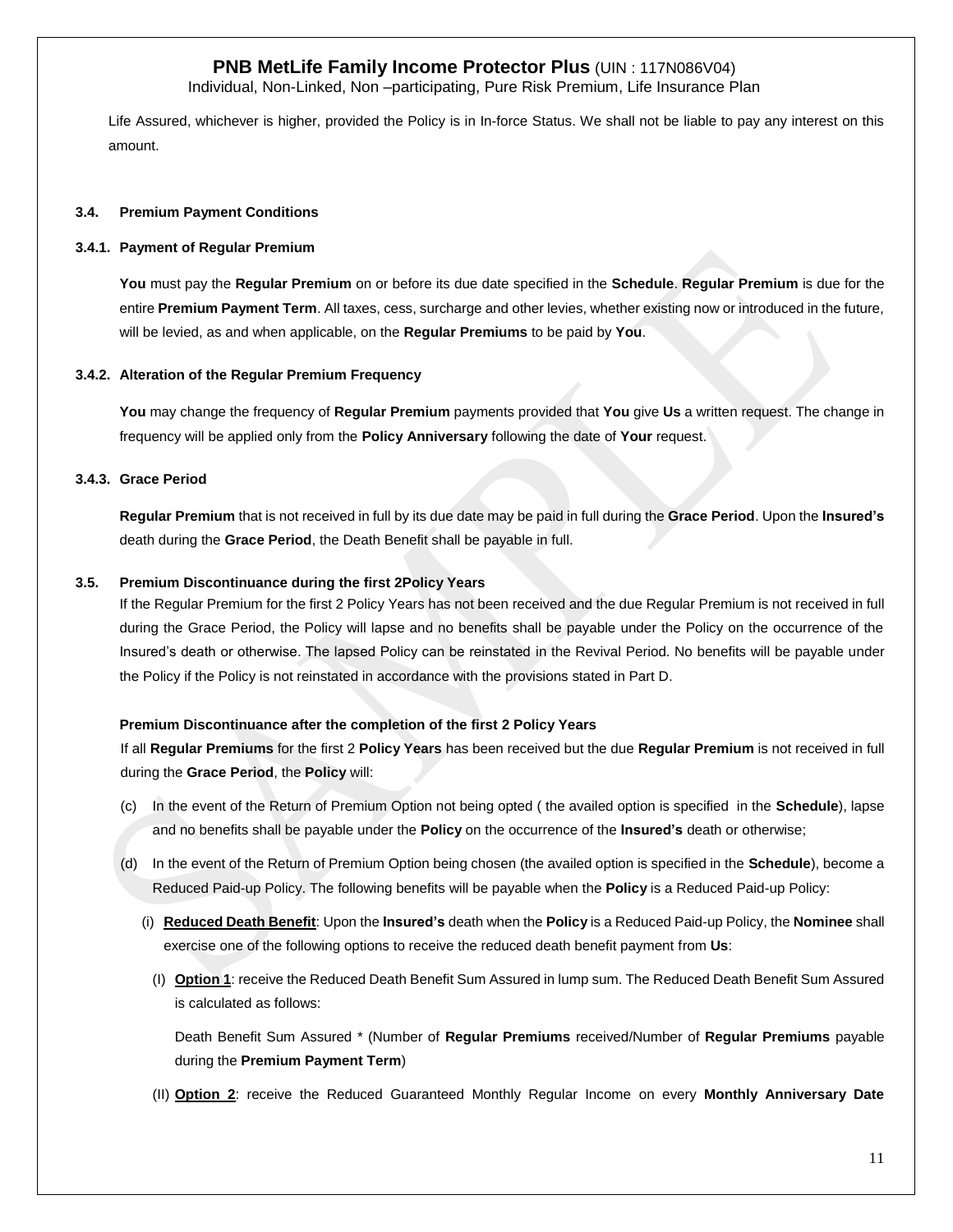Life Assured, whichever is higher, provided the Policy is in In-force Status. We shall not be liable to pay any interest on this amount.

### 3.4. Premium Payment Conditions

#### 3.4.1. Payment of Regular Premium

**You** must pay the **Regular Premium** on or before its due date specified in the **Schedule**. **Regular Premium** is due for the entire **Premium Payment Term**. All taxes, cess, surcharge and other levies, whether existing now or introduced in the future, will be levied, as and when applicable, on the **Regular Premiums** to be paid by **You**.

#### 3.4.2. Alteration of the Regular Premium Frequency

**You** may change the frequency of **Regular Premium** payments provided that **You** give **Us** a written request. The change in frequency will be applied only from the **Policy Anniversary** following the date of **Your** request.

#### 3.4.3. Grace Period

**Regular Premium** that is not received in full by its due date may be paid in full during the **Grace Period**. Upon the **Insured's** death during the **Grace Period**, the Death Benefit shall be payable in full.

### 3.5. Premium Discontinuance during the first 2Policy Years

If the Regular Premium for the first 2 Policy Years has not been received and the due Regular Premium is not received in full during the Grace Period, the Policy will lapse and no benefits shall be payable under the Policy on the occurrence of the Insured's death or otherwise. The lapsed Policy can be reinstated in the Revival Period. No benefits will be payable under the Policy if the Policy is not reinstated in accordance with the provisions stated in Part D.

**Premium Discontinuance after the completion of the first 2 Policy Years**

If all **Regular Premiums** for the first 2 **Policy Years** has been received but the due **Regular Premium** is not received in full during the **Grace Period**, the **Policy** will:

(c) In the event of the Return of Premium Option not being opted ( the availed option is specified in the **Schedule**), lapse and no benefits shall be payable under the **Policy** on the occurrence of the **Insured's** death or otherwise;

(d) In the event of the Return of Premium Option being chosen (the availed option is specified in the **Schedule**), become a Reduced Paid-up Policy. The following benefits will be payable when the **Policy** is a Reduced Paid-up Policy:

  (i) **Reduced Death Benefit**: Upon the **Insured's** death when the **Policy** is a Reduced Paid-up Policy, the **Nominee** shall exercise one of the following options to receive the reduced death benefit payment from **Us**:

    (I) **Option 1**: receive the Reduced Death Benefit Sum Assured in lump sum. The Reduced Death Benefit Sum Assured is calculated as follows:

    Death Benefit Sum Assured * (Number of **Regular Premiums** received/Number of **Regular Premiums** payable during the **Premium Payment Term**)

    (II) **Option 2**: receive the Reduced Guaranteed Monthly Regular Income on every **Monthly Anniversary Date**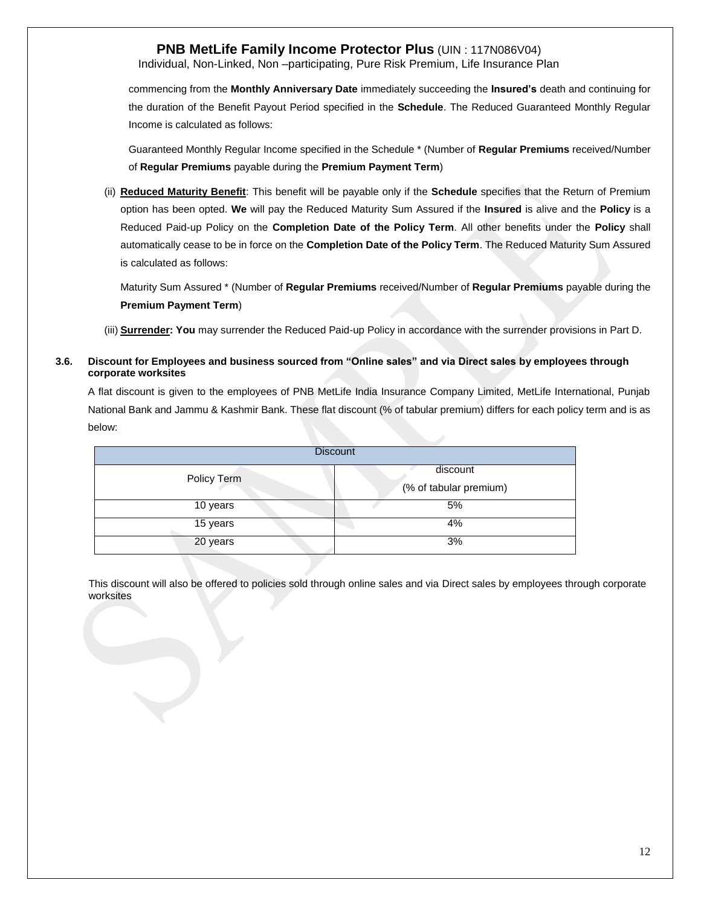commencing from the **Monthly Anniversary Date** immediately succeeding the **Insured's** death and continuing for the duration of the Benefit Payout Period specified in the **Schedule**. The Reduced Guaranteed Monthly Regular Income is calculated as follows:

Guaranteed Monthly Regular Income specified in the Schedule * (Number of **Regular Premiums** received/Number of **Regular Premiums** payable during the **Premium Payment Term**)

(ii) **<u>Reduced Maturity Benefit</u>**: This benefit will be payable only if the **Schedule** specifies that the Return of Premium option has been opted. **We** will pay the Reduced Maturity Sum Assured if the **Insured** is alive and the **Policy** is a Reduced Paid-up Policy on the **Completion Date of the Policy Term**. All other benefits under the **Policy** shall automatically cease to be in force on the **Completion Date of the Policy Term**. The Reduced Maturity Sum Assured is calculated as follows:

Maturity Sum Assured * (Number of **Regular Premiums** received/Number of **Regular Premiums** payable during the **Premium Payment Term**)

(iii) **<u>Surrender</u>: You** may surrender the Reduced Paid-up Policy in accordance with the surrender provisions in Part D.

**3.6. Discount for Employees and business sourced from "Online sales" and via Direct sales by employees through corporate worksites**

A flat discount is given to the employees of PNB MetLife India Insurance Company Limited, MetLife International, Punjab National Bank and Jammu & Kashmir Bank. These flat discount (% of tabular premium) differs for each policy term and is as below:

| Discount | |
|---|---|
| Policy Term | discount (% of tabular premium) |
| 10 years | 5% |
| 15 years | 4% |
| 20 years | 3% |

This discount will also be offered to policies sold through online sales and via Direct sales by employees through corporate worksites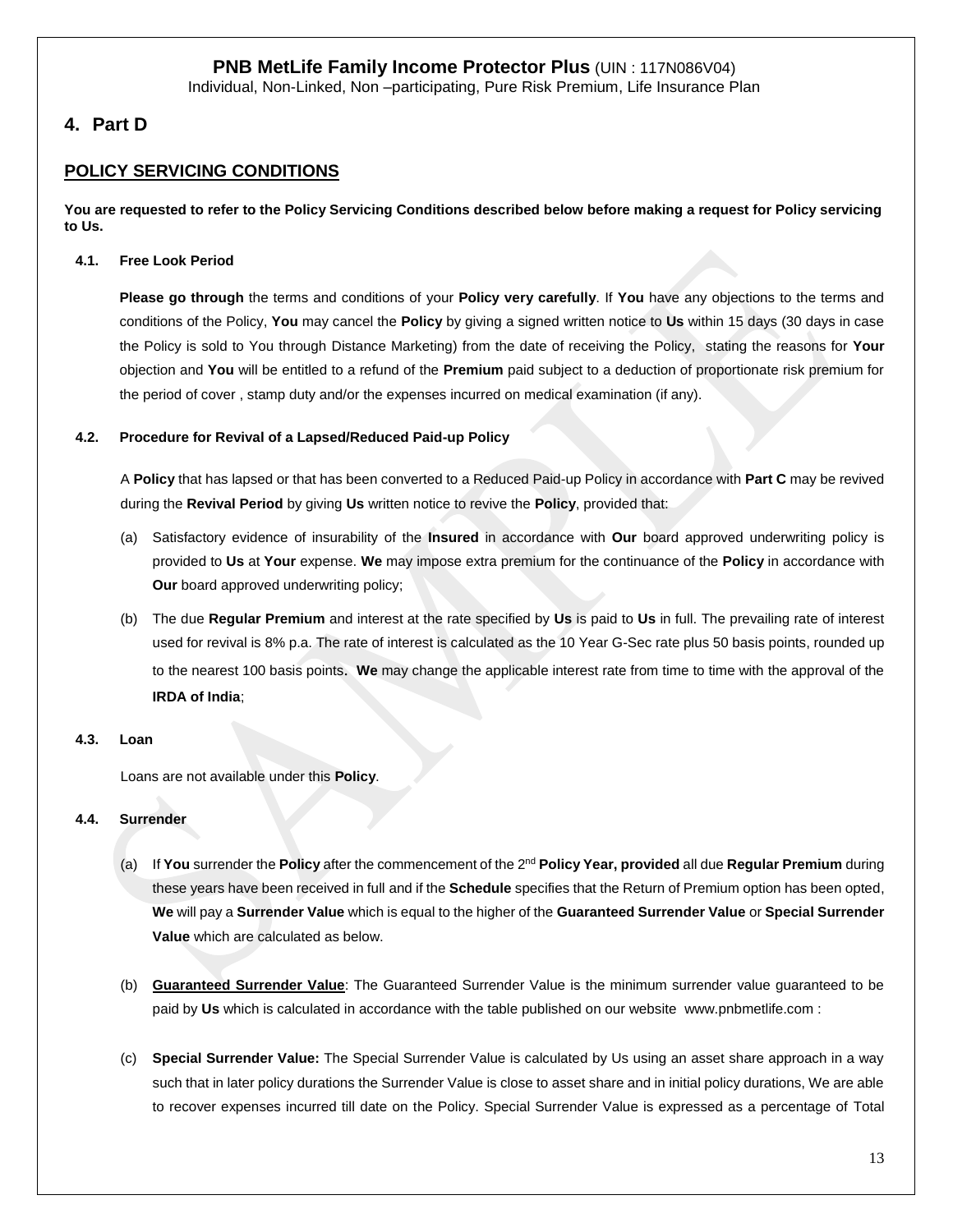# 4. Part D

## POLICY SERVICING CONDITIONS

**You are requested to refer to the Policy Servicing Conditions described below before making a request for Policy servicing to Us.**

**4.1. Free Look Period**

**Please go through** the terms and conditions of your **Policy very carefully**. If **You** have any objections to the terms and conditions of the Policy, **You** may cancel the **Policy** by giving a signed written notice to **Us** within 15 days (30 days in case the Policy is sold to You through Distance Marketing) from the date of receiving the Policy, stating the reasons for **Your** objection and **You** will be entitled to a refund of the **Premium** paid subject to a deduction of proportionate risk premium for the period of cover , stamp duty and/or the expenses incurred on medical examination (if any).

**4.2. Procedure for Revival of a Lapsed/Reduced Paid-up Policy**

A **Policy** that has lapsed or that has been converted to a Reduced Paid-up Policy in accordance with **Part C** may be revived during the **Revival Period** by giving **Us** written notice to revive the **Policy**, provided that:

(a) Satisfactory evidence of insurability of the **Insured** in accordance with **Our** board approved underwriting policy is provided to **Us** at **Your** expense. **We** may impose extra premium for the continuance of the **Policy** in accordance with **Our** board approved underwriting policy;

(b) The due **Regular Premium** and interest at the rate specified by **Us** is paid to **Us** in full. The prevailing rate of interest used for revival is 8% p.a. The rate of interest is calculated as the 10 Year G-Sec rate plus 50 basis points, rounded up to the nearest 100 basis points. **We** may change the applicable interest rate from time to time with the approval of the **IRDA of India**;

**4.3. Loan**

Loans are not available under this **Policy**.

**4.4. Surrender**

(a) If **You** surrender the **Policy** after the commencement of the 2nd **Policy Year, provided** all due **Regular Premium** during these years have been received in full and if the **Schedule** specifies that the Return of Premium option has been opted, **We** will pay a **Surrender Value** which is equal to the higher of the **Guaranteed Surrender Value** or **Special Surrender Value** which are calculated as below.

(b) **Guaranteed Surrender Value**: The Guaranteed Surrender Value is the minimum surrender value guaranteed to be paid by **Us** which is calculated in accordance with the table published on our website www.pnbmetlife.com :

(c) **Special Surrender Value:** The Special Surrender Value is calculated by Us using an asset share approach in a way such that in later policy durations the Surrender Value is close to asset share and in initial policy durations, We are able to recover expenses incurred till date on the Policy. Special Surrender Value is expressed as a percentage of Total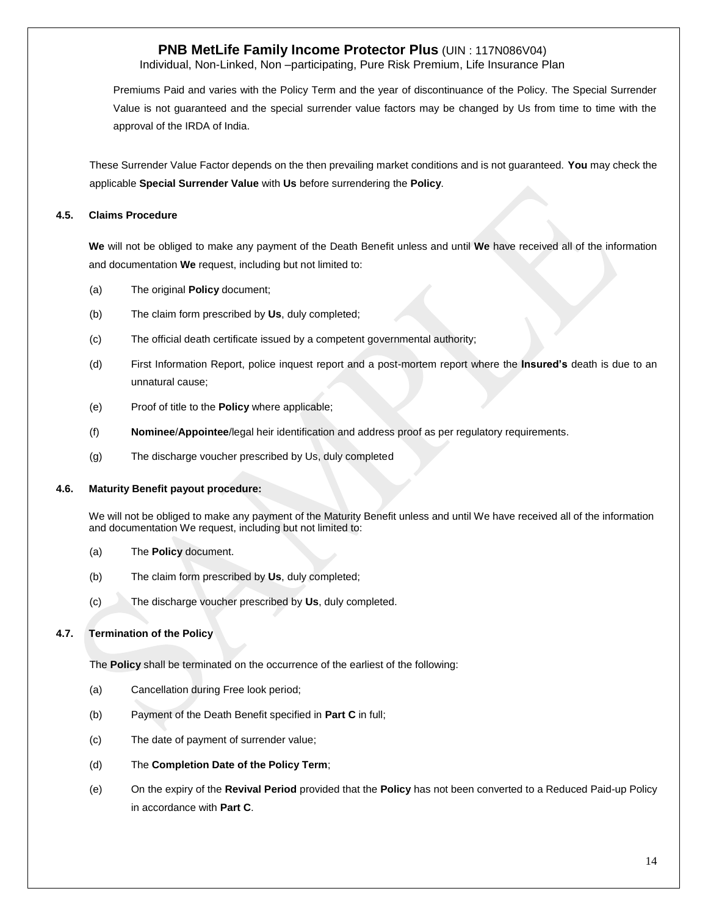Premiums Paid and varies with the Policy Term and the year of discontinuance of the Policy. The Special Surrender Value is not guaranteed and the special surrender value factors may be changed by Us from time to time with the approval of the IRDA of India.

These Surrender Value Factor depends on the then prevailing market conditions and is not guaranteed. **You** may check the applicable **Special Surrender Value** with **Us** before surrendering the **Policy**.

### 4.5. Claims Procedure

**We** will not be obliged to make any payment of the Death Benefit unless and until **We** have received all of the information and documentation **We** request, including but not limited to:

(a) The original **Policy** document;

(b) The claim form prescribed by **Us**, duly completed;

(c) The official death certificate issued by a competent governmental authority;

(d) First Information Report, police inquest report and a post-mortem report where the **Insured's** death is due to an unnatural cause;

(e) Proof of title to the **Policy** where applicable;

(f) **Nominee**/**Appointee**/legal heir identification and address proof as per regulatory requirements.

(g) The discharge voucher prescribed by Us, duly completed

### 4.6. Maturity Benefit payout procedure:

We will not be obliged to make any payment of the Maturity Benefit unless and until We have received all of the information and documentation We request, including but not limited to:

(a) The **Policy** document.

(b) The claim form prescribed by **Us**, duly completed;

(c) The discharge voucher prescribed by **Us**, duly completed.

### 4.7. Termination of the Policy

The **Policy** shall be terminated on the occurrence of the earliest of the following:

(a) Cancellation during Free look period;

(b) Payment of the Death Benefit specified in **Part C** in full;

(c) The date of payment of surrender value;

(d) The **Completion Date of the Policy Term**;

(e) On the expiry of the **Revival Period** provided that the **Policy** has not been converted to a Reduced Paid-up Policy in accordance with **Part C**.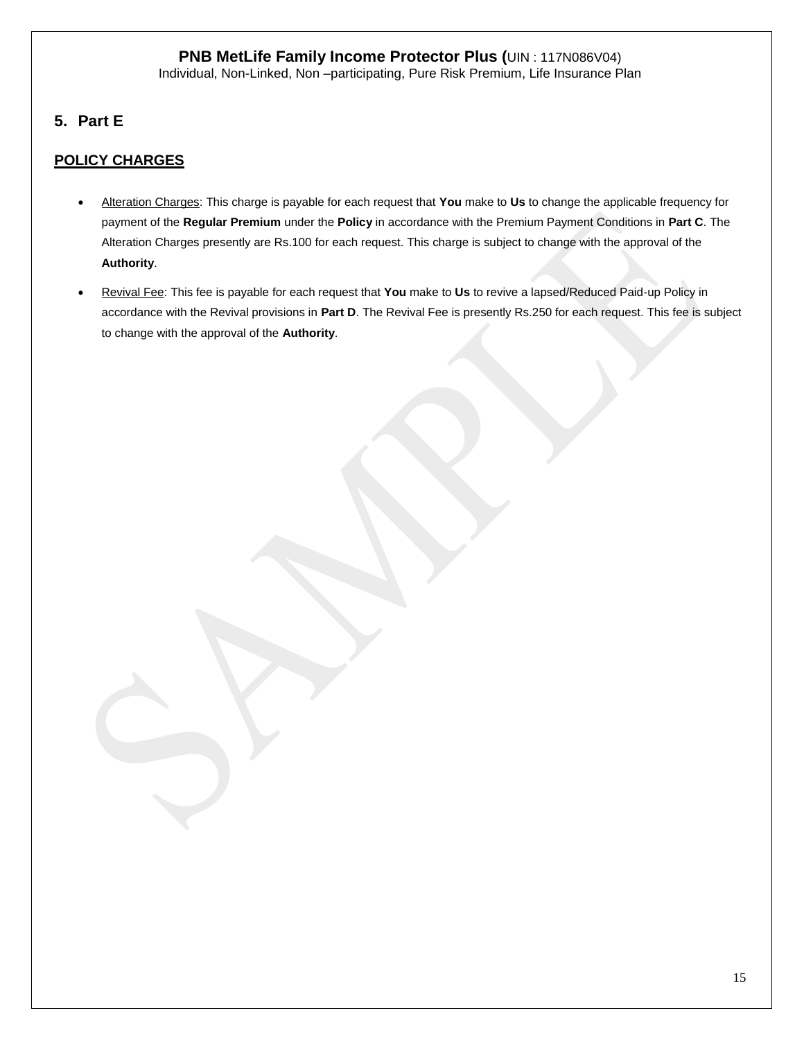## 5. Part E

**POLICY CHARGES**

- Alteration Charges: This charge is payable for each request that **You** make to **Us** to change the applicable frequency for payment of the **Regular Premium** under the **Policy** in accordance with the Premium Payment Conditions in **Part C**. The Alteration Charges presently are Rs.100 for each request. This charge is subject to change with the approval of the **Authority**.
- Revival Fee: This fee is payable for each request that **You** make to **Us** to revive a lapsed/Reduced Paid-up Policy in accordance with the Revival provisions in **Part D**. The Revival Fee is presently Rs.250 for each request. This fee is subject to change with the approval of the **Authority**.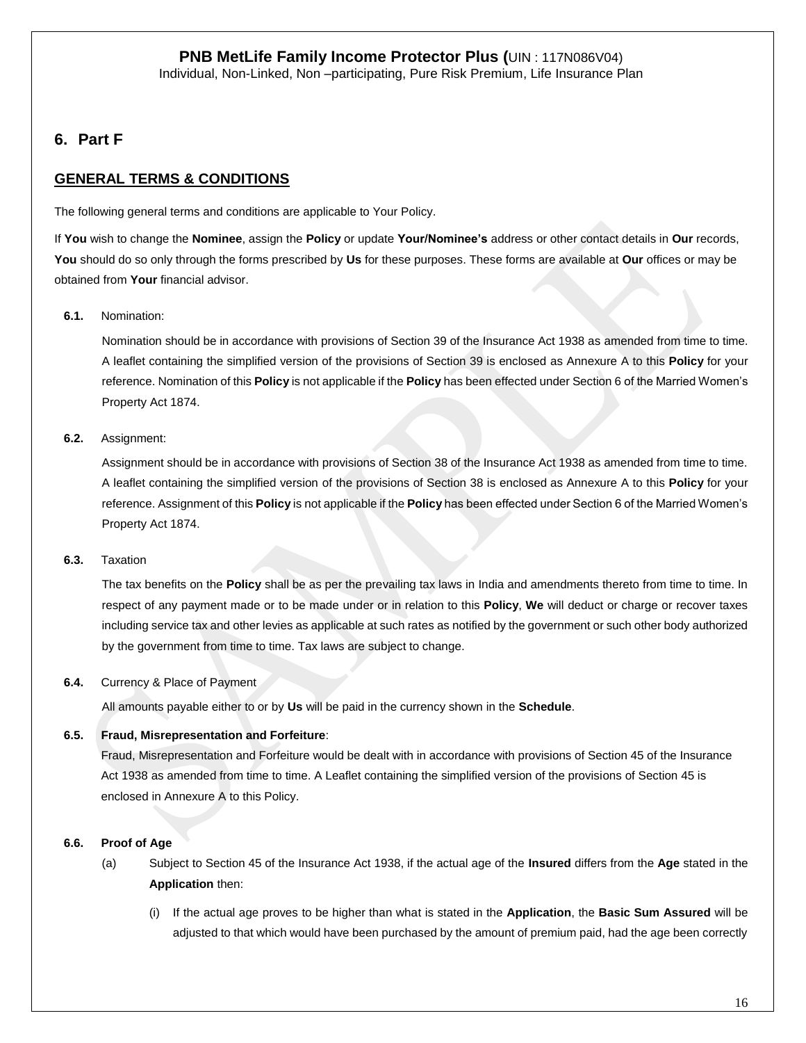# 6. Part F

## GENERAL TERMS & CONDITIONS

The following general terms and conditions are applicable to Your Policy.

If **You** wish to change the **Nominee**, assign the **Policy** or update **Your/Nominee's** address or other contact details in **Our** records, **You** should do so only through the forms prescribed by **Us** for these purposes. These forms are available at **Our** offices or may be obtained from **Your** financial advisor.

**6.1.** Nomination:

Nomination should be in accordance with provisions of Section 39 of the Insurance Act 1938 as amended from time to time. A leaflet containing the simplified version of the provisions of Section 39 is enclosed as Annexure A to this **Policy** for your reference. Nomination of this **Policy** is not applicable if the **Policy** has been effected under Section 6 of the Married Women's Property Act 1874.

**6.2.** Assignment:

Assignment should be in accordance with provisions of Section 38 of the Insurance Act 1938 as amended from time to time. A leaflet containing the simplified version of the provisions of Section 38 is enclosed as Annexure A to this **Policy** for your reference. Assignment of this **Policy** is not applicable if the **Policy** has been effected under Section 6 of the Married Women's Property Act 1874.

**6.3.** Taxation

The tax benefits on the **Policy** shall be as per the prevailing tax laws in India and amendments thereto from time to time. In respect of any payment made or to be made under or in relation to this **Policy**, **We** will deduct or charge or recover taxes including service tax and other levies as applicable at such rates as notified by the government or such other body authorized by the government from time to time. Tax laws are subject to change.

**6.4.** Currency & Place of Payment

All amounts payable either to or by **Us** will be paid in the currency shown in the **Schedule**.

**6.5. Fraud, Misrepresentation and Forfeiture**:

Fraud, Misrepresentation and Forfeiture would be dealt with in accordance with provisions of Section 45 of the Insurance Act 1938 as amended from time to time. A Leaflet containing the simplified version of the provisions of Section 45 is enclosed in Annexure A to this Policy.

**6.6. Proof of Age**

(a) Subject to Section 45 of the Insurance Act 1938, if the actual age of the **Insured** differs from the **Age** stated in the **Application** then:

(i) If the actual age proves to be higher than what is stated in the **Application**, the **Basic Sum Assured** will be adjusted to that which would have been purchased by the amount of premium paid, had the age been correctly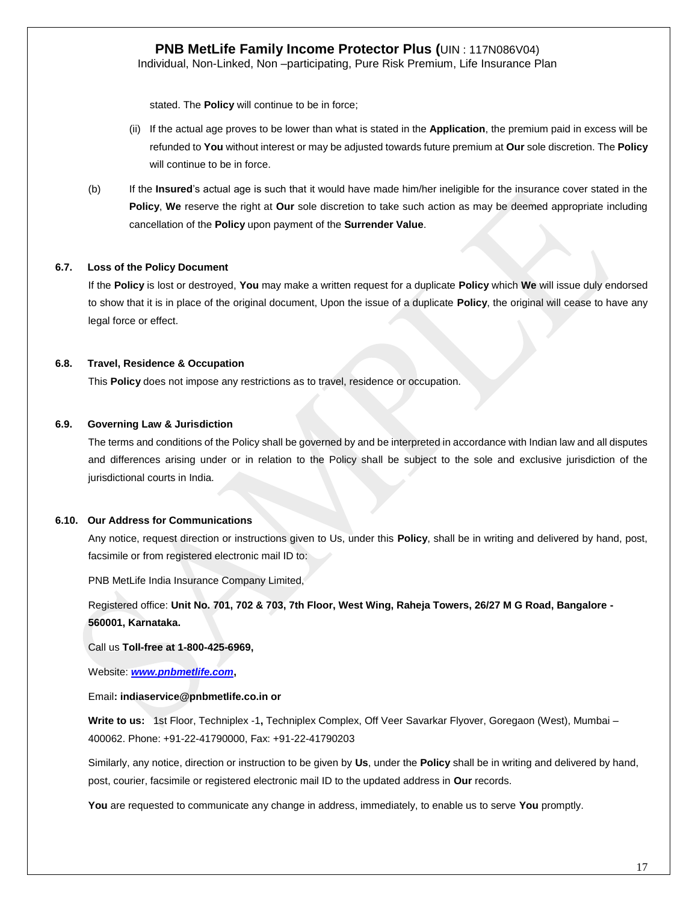stated. The **Policy** will continue to be in force;

(ii) If the actual age proves to be lower than what is stated in the **Application**, the premium paid in excess will be refunded to **You** without interest or may be adjusted towards future premium at **Our** sole discretion. The **Policy** will continue to be in force.

(b) If the **Insured**'s actual age is such that it would have made him/her ineligible for the insurance cover stated in the **Policy**, **We** reserve the right at **Our** sole discretion to take such action as may be deemed appropriate including cancellation of the **Policy** upon payment of the **Surrender Value**.

### 6.7. Loss of the Policy Document

If the **Policy** is lost or destroyed, **You** may make a written request for a duplicate **Policy** which **We** will issue duly endorsed to show that it is in place of the original document, Upon the issue of a duplicate **Policy**, the original will cease to have any legal force or effect.

### 6.8. Travel, Residence & Occupation

This **Policy** does not impose any restrictions as to travel, residence or occupation.

### 6.9. Governing Law & Jurisdiction

The terms and conditions of the Policy shall be governed by and be interpreted in accordance with Indian law and all disputes and differences arising under or in relation to the Policy shall be subject to the sole and exclusive jurisdiction of the jurisdictional courts in India.

### 6.10. Our Address for Communications

Any notice, request direction or instructions given to Us, under this **Policy**, shall be in writing and delivered by hand, post, facsimile or from registered electronic mail ID to:

PNB MetLife India Insurance Company Limited,

Registered office: **Unit No. 701, 702 & 703, 7th Floor, West Wing, Raheja Towers, 26/27 M G Road, Bangalore - 560001, Karnataka.**

Call us **Toll-free at 1-800-425-6969,**

Website: ***www.pnbmetlife.com*****,**

Email**: indiaservice@pnbmetlife.co.in or**

**Write to us:** 1st Floor, Techniplex -1**,** Techniplex Complex, Off Veer Savarkar Flyover, Goregaon (West), Mumbai – 400062. Phone: +91-22-41790000, Fax: +91-22-41790203

Similarly, any notice, direction or instruction to be given by **Us**, under the **Policy** shall be in writing and delivered by hand, post, courier, facsimile or registered electronic mail ID to the updated address in **Our** records.

**You** are requested to communicate any change in address, immediately, to enable us to serve **You** promptly.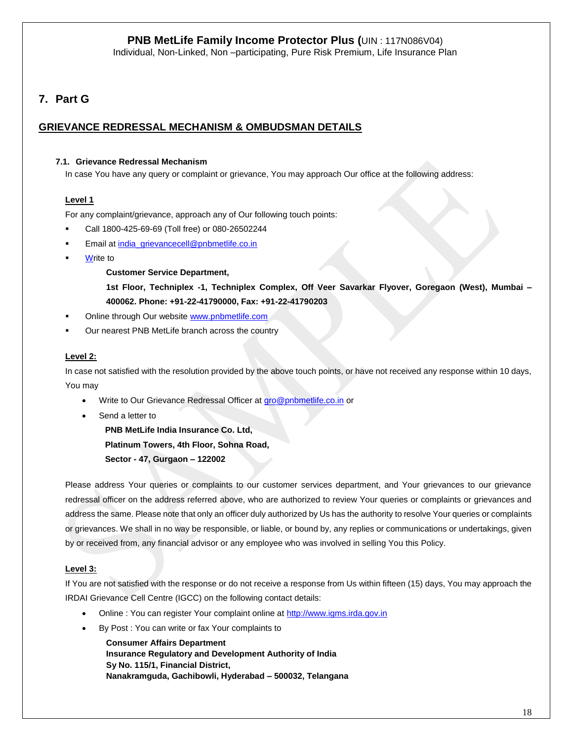## 7. Part G

## GRIEVANCE REDRESSAL MECHANISM & OMBUDSMAN DETAILS

### 7.1. Grievance Redressal Mechanism

In case You have any query or complaint or grievance, You may approach Our office at the following address:

**Level 1**

For any complaint/grievance, approach any of Our following touch points:

- Call 1800-425-69-69 (Toll free) or 080-26502244
- Email at india_grievancecell@pnbmetlife.co.in
- Write to

  **Customer Service Department,**

  **1st Floor, Techniplex -1, Techniplex Complex, Off Veer Savarkar Flyover, Goregaon (West), Mumbai – 400062. Phone: +91-22-41790000, Fax: +91-22-41790203**

- Online through Our website www.pnbmetlife.com
- Our nearest PNB MetLife branch across the country

**Level 2:**

In case not satisfied with the resolution provided by the above touch points, or have not received any response within 10 days, You may

- Write to Our Grievance Redressal Officer at gro@pnbmetlife.co.in or
- Send a letter to

  **PNB MetLife India Insurance Co. Ltd,**
  **Platinum Towers, 4th Floor, Sohna Road,**
  **Sector - 47, Gurgaon – 122002**

Please address Your queries or complaints to our customer services department, and Your grievances to our grievance redressal officer on the address referred above, who are authorized to review Your queries or complaints or grievances and address the same. Please note that only an officer duly authorized by Us has the authority to resolve Your queries or complaints or grievances. We shall in no way be responsible, or liable, or bound by, any replies or communications or undertakings, given by or received from, any financial advisor or any employee who was involved in selling You this Policy.

**Level 3:**

If You are not satisfied with the response or do not receive a response from Us within fifteen (15) days, You may approach the IRDAI Grievance Cell Centre (IGCC) on the following contact details:

- Online : You can register Your complaint online at http://www.igms.irda.gov.in
- By Post : You can write or fax Your complaints to

  **Consumer Affairs Department**
  **Insurance Regulatory and Development Authority of India**
  **Sy No. 115/1, Financial District,**
  **Nanakramguda, Gachibowli, Hyderabad – 500032, Telangana**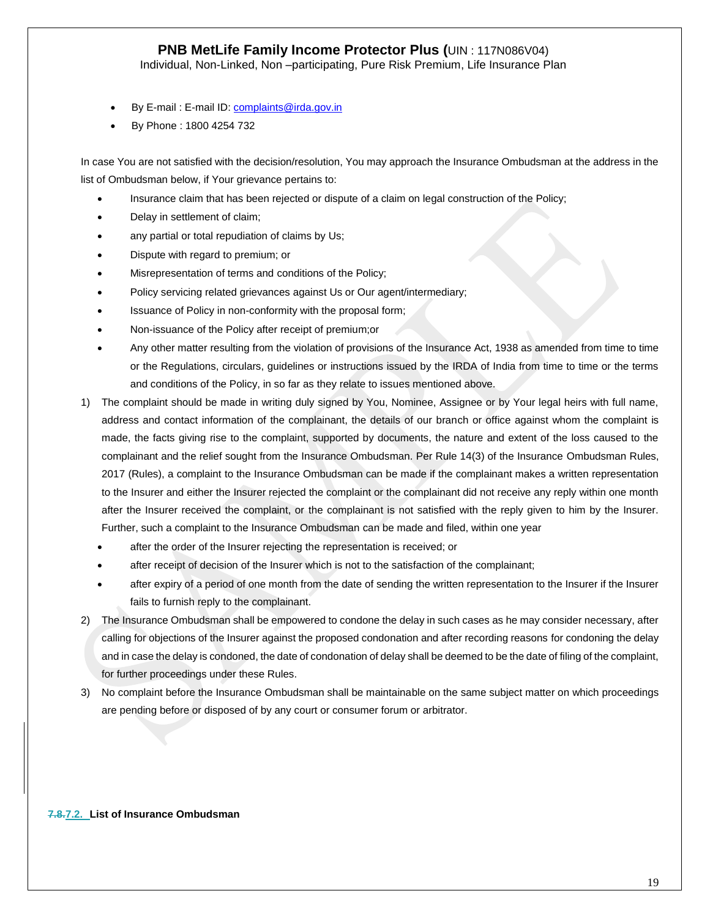- By E-mail : E-mail ID: complaints@irda.gov.in
- By Phone : 1800 4254 732

In case You are not satisfied with the decision/resolution, You may approach the Insurance Ombudsman at the address in the list of Ombudsman below, if Your grievance pertains to:

- Insurance claim that has been rejected or dispute of a claim on legal construction of the Policy;
- Delay in settlement of claim;
- any partial or total repudiation of claims by Us;
- Dispute with regard to premium; or
- Misrepresentation of terms and conditions of the Policy;
- Policy servicing related grievances against Us or Our agent/intermediary;
- Issuance of Policy in non-conformity with the proposal form;
- Non-issuance of the Policy after receipt of premium;or
- Any other matter resulting from the violation of provisions of the Insurance Act, 1938 as amended from time to time or the Regulations, circulars, guidelines or instructions issued by the IRDA of India from time to time or the terms and conditions of the Policy, in so far as they relate to issues mentioned above.

1) The complaint should be made in writing duly signed by You, Nominee, Assignee or by Your legal heirs with full name, address and contact information of the complainant, the details of our branch or office against whom the complaint is made, the facts giving rise to the complaint, supported by documents, the nature and extent of the loss caused to the complainant and the relief sought from the Insurance Ombudsman. Per Rule 14(3) of the Insurance Ombudsman Rules, 2017 (Rules), a complaint to the Insurance Ombudsman can be made if the complainant makes a written representation to the Insurer and either the Insurer rejected the complaint or the complainant did not receive any reply within one month after the Insurer received the complaint, or the complainant is not satisfied with the reply given to him by the Insurer. Further, such a complaint to the Insurance Ombudsman can be made and filed, within one year
   - after the order of the Insurer rejecting the representation is received; or
   - after receipt of decision of the Insurer which is not to the satisfaction of the complainant;
   - after expiry of a period of one month from the date of sending the written representation to the Insurer if the Insurer fails to furnish reply to the complainant.
2) The Insurance Ombudsman shall be empowered to condone the delay in such cases as he may consider necessary, after calling for objections of the Insurer against the proposed condonation and after recording reasons for condoning the delay and in case the delay is condoned, the date of condonation of delay shall be deemed to be the date of filing of the complaint, for further proceedings under these Rules.
3) No complaint before the Insurance Ombudsman shall be maintainable on the same subject matter on which proceedings are pending before or disposed of by any court or consumer forum or arbitrator.

**~~7.8.~~7.2. List of Insurance Ombudsman**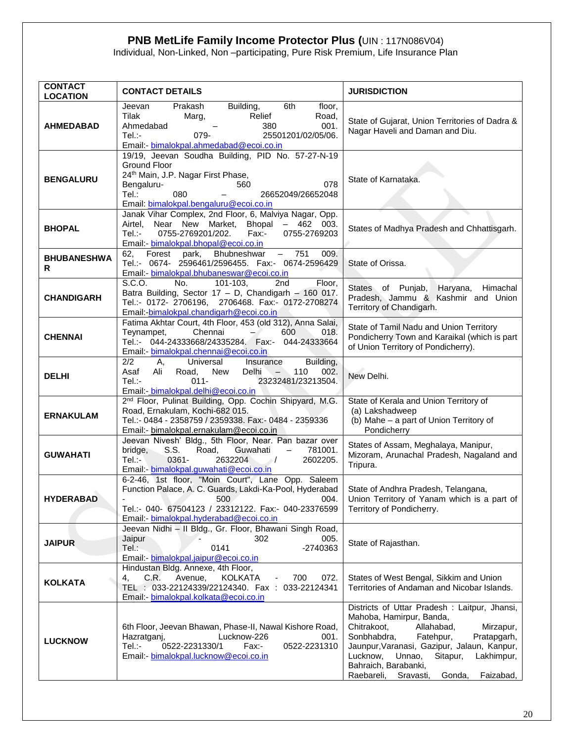**PNB MetLife Family Income Protector Plus (**UIN : 117N086V04)
Individual, Non-Linked, Non –participating, Pure Risk Premium, Life Insurance Plan

| CONTACT LOCATION | CONTACT DETAILS | JURISDICTION |
|---|---|---|
| **AHMEDABAD** | Jeevan Prakash Building, 6th floor, Tilak Marg, Relief Road, Ahmedabad – 380 001. Tel.:- 079- 25501201/02/05/06. Email:- bimalokpal.ahmedabad@ecoi.co.in | State of Gujarat, Union Territories of Dadra & Nagar Haveli and Daman and Diu. |
| **BENGALURU** | 19/19, Jeevan Soudha Building, PID No. 57-27-N-19 Ground Floor 24th Main, J.P. Nagar First Phase, Bengaluru- 560 078 Tel.: 080 – 26652049/26652048 Email: bimalokpal.bengaluru@ecoi.co.in | State of Karnataka. |
| **BHOPAL** | Janak Vihar Complex, 2nd Floor, 6, Malviya Nagar, Opp. Airtel, Near New Market, Bhopal – 462 003. Tel.:- 0755-2769201/202. Fax:- 0755-2769203 Email:- bimalokpal.bhopal@ecoi.co.in | States of Madhya Pradesh and Chhattisgarh. |
| **BHUBANESHWAR** | 62, Forest park, Bhubneshwar – 751 009. Tel.:- 0674- 2596461/2596455. Fax:- 0674-2596429 Email:- bimalokpal.bhubaneswar@ecoi.co.in | State of Orissa. |
| **CHANDIGARH** | S.C.O. No. 101-103, 2nd Floor, Batra Building, Sector 17 – D, Chandigarh – 160 017. Tel.:- 0172- 2706196, 2706468. Fax:- 0172-2708274 Email:-bimalokpal.chandigarh@ecoi.co.in | States of Punjab, Haryana, Himachal Pradesh, Jammu & Kashmir and Union Territory of Chandigarh. |
| **CHENNAI** | Fatima Akhtar Court, 4th Floor, 453 (old 312), Anna Salai, Teynampet, Chennai – 600 018. Tel.:- 044-24333668/24335284. Fax:- 044-24333664 Email:- bimalokpal.chennai@ecoi.co.in | State of Tamil Nadu and Union Territory Pondicherry Town and Karaikal (which is part of Union Territory of Pondicherry). |
| **DELHI** | 2/2 A, Universal Insurance Building, Asaf Ali Road, New Delhi – 110 002. Tel.:- 011- 23232481/23213504. Email:- bimalokpal.delhi@ecoi.co.in | New Delhi. |
| **ERNAKULAM** | 2nd Floor, Pulinat Building, Opp. Cochin Shipyard, M.G. Road, Ernakulam, Kochi-682 015. Tel.:- 0484 - 2358759 / 2359338. Fax:- 0484 - 2359336 Email:- bimalokpal.ernakulam@ecoi.co.in | State of Kerala and Union Territory of (a) Lakshadweep (b) Mahe – a part of Union Territory of Pondicherry |
| **GUWAHATI** | Jeevan Nivesh' Bldg., 5th Floor, Near. Pan bazar over bridge, S.S. Road, Guwahati – 781001. Tel.:- 0361- 2632204 / 2602205. Email:- bimalokpal.guwahati@ecoi.co.in | States of Assam, Meghalaya, Manipur, Mizoram, Arunachal Pradesh, Nagaland and Tripura. |
| **HYDERABAD** | 6-2-46, 1st floor, "Moin Court", Lane Opp. Saleem Function Palace, A. C. Guards, Lakdi-Ka-Pool, Hyderabad - 500 004. Tel.:- 040- 67504123 / 23312122. Fax:- 040-23376599 Email:- bimalokpal.hyderabad@ecoi.co.in | State of Andhra Pradesh, Telangana, Union Territory of Yanam which is a part of Territory of Pondicherry. |
| **JAIPUR** | Jeevan Nidhi – II Bldg., Gr. Floor, Bhawani Singh Road, Jaipur - 302 005. Tel.: 0141 -2740363 Email:- bimalokpal.jaipur@ecoi.co.in | State of Rajasthan. |
| **KOLKATA** | Hindustan Bldg. Annexe, 4th Floor, 4, C.R. Avenue, KOLKATA - 700 072. TEL : 033-22124339/22124340. Fax : 033-22124341 Email:- bimalokpal.kolkata@ecoi.co.in | States of West Bengal, Sikkim and Union Territories of Andaman and Nicobar Islands. |
| **LUCKNOW** | 6th Floor, Jeevan Bhawan, Phase-II, Nawal Kishore Road, Hazratganj, Lucknow-226 001. Tel.:- 0522-2231330/1 Fax:- 0522-2231310 Email:- bimalokpal.lucknow@ecoi.co.in | Districts of Uttar Pradesh : Laitpur, Jhansi, Mahoba, Hamirpur, Banda, Chitrakoot, Allahabad, Mirzapur, Sonbhabdra, Fatehpur, Pratapgarh, Jaunpur,Varanasi, Gazipur, Jalaun, Kanpur, Lucknow, Unnao, Sitapur, Lakhimpur, Bahraich, Barabanki, Raebareli, Sravasti, Gonda, Faizabad, |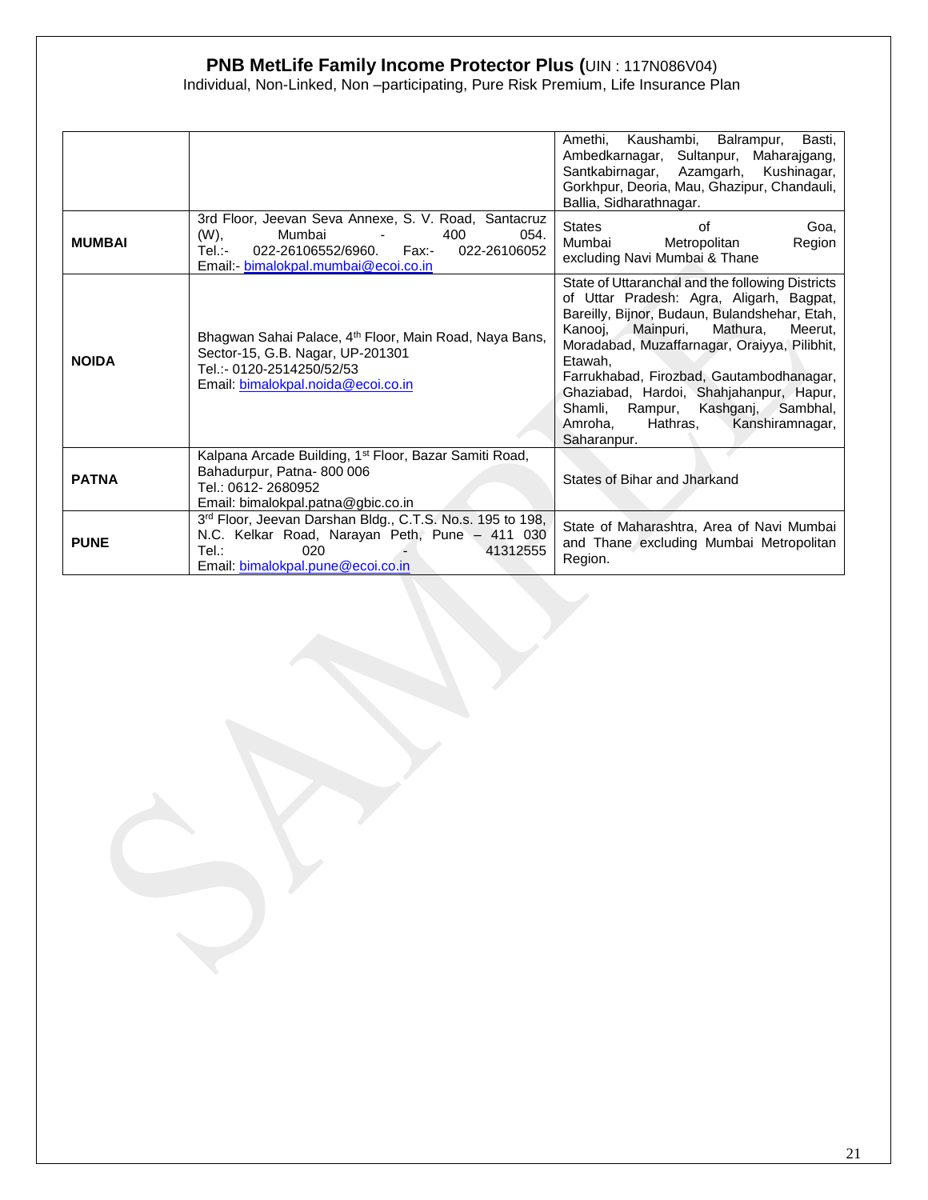| | | |
|---|---|---|
| | | Amethi, Kaushambi, Balrampur, Basti, Ambedkarnagar, Sultanpur, Maharajgang, Santkabirnagar, Azamgarh, Kushinagar, Gorkhpur, Deoria, Mau, Ghazipur, Chandauli, Ballia, Sidharathnagar. |
| **MUMBAI** | 3rd Floor, Jeevan Seva Annexe, S. V. Road, Santacruz (W), Mumbai - 400 054. Tel.:- 022-26106552/6960. Fax:- 022-26106052 Email:- bimalokpal.mumbai@ecoi.co.in | States of Goa, Mumbai Metropolitan Region excluding Navi Mumbai & Thane |
| **NOIDA** | Bhagwan Sahai Palace, 4th Floor, Main Road, Naya Bans, Sector-15, G.B. Nagar, UP-201301 Tel.:- 0120-2514250/52/53 Email: bimalokpal.noida@ecoi.co.in | State of Uttaranchal and the following Districts of Uttar Pradesh: Agra, Aligarh, Bagpat, Bareilly, Bijnor, Budaun, Bulandshehar, Etah, Kanooj, Mainpuri, Mathura, Meerut, Moradabad, Muzaffarnagar, Oraiyya, Pilibhit, Etawah, Farrukhabad, Firozbad, Gautambodhanagar, Ghaziabad, Hardoi, Shahjahanpur, Hapur, Shamli, Rampur, Kashganj, Sambhal, Amroha, Hathras, Kanshiramnagar, Saharanpur. |
| **PATNA** | Kalpana Arcade Building, 1st Floor, Bazar Samiti Road, Bahadurpur, Patna- 800 006 Tel.: 0612- 2680952 Email: bimalokpal.patna@gbic.co.in | States of Bihar and Jharkand |
| **PUNE** | 3rd Floor, Jeevan Darshan Bldg., C.T.S. No.s. 195 to 198, N.C. Kelkar Road, Narayan Peth, Pune – 411 030 Tel.: 020 - 41312555 Email: bimalokpal.pune@ecoi.co.in | State of Maharashtra, Area of Navi Mumbai and Thane excluding Mumbai Metropolitan Region. |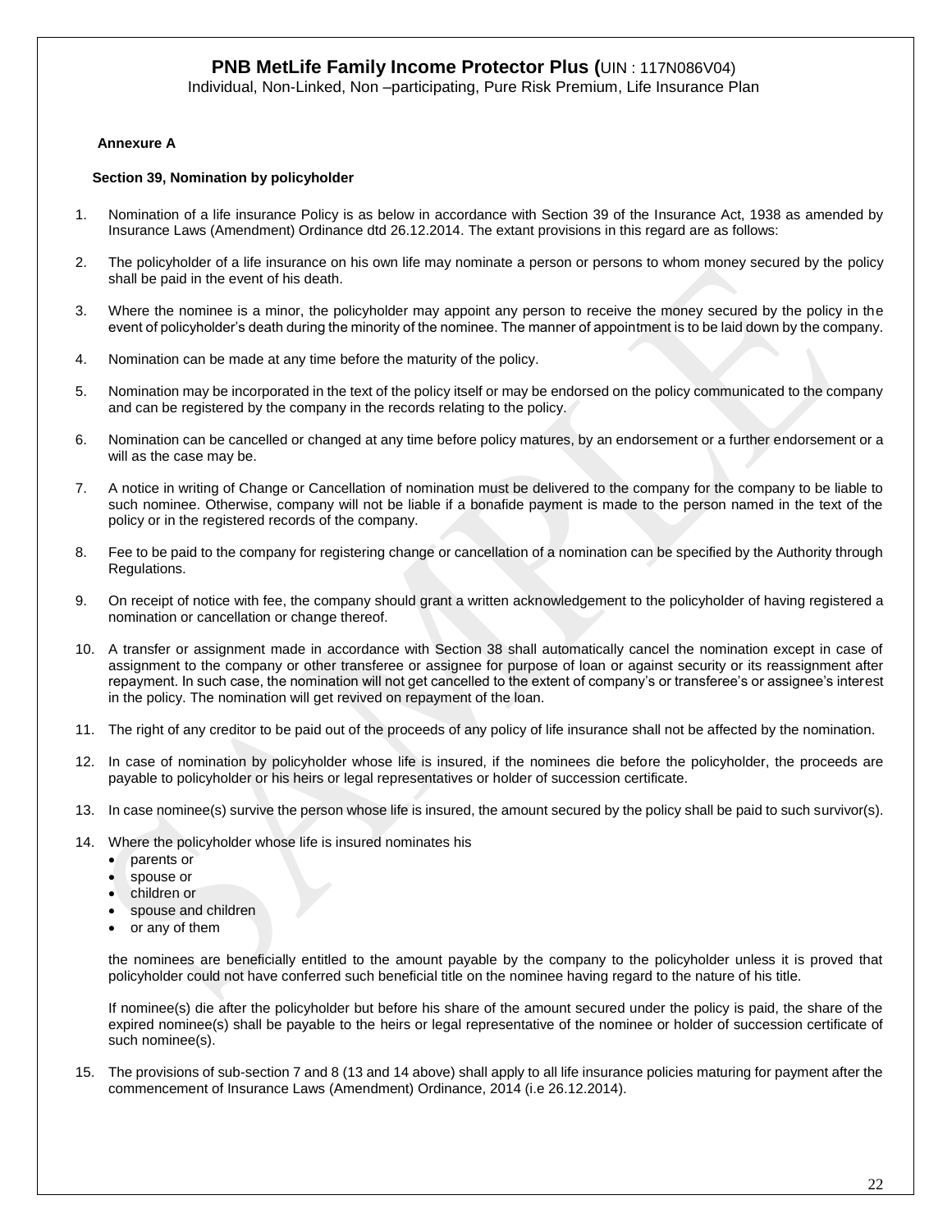**Annexure A**

**Section 39, Nomination by policyholder**

1. Nomination of a life insurance Policy is as below in accordance with Section 39 of the Insurance Act, 1938 as amended by Insurance Laws (Amendment) Ordinance dtd 26.12.2014. The extant provisions in this regard are as follows:

2. The policyholder of a life insurance on his own life may nominate a person or persons to whom money secured by the policy shall be paid in the event of his death.

3. Where the nominee is a minor, the policyholder may appoint any person to receive the money secured by the policy in the event of policyholder's death during the minority of the nominee. The manner of appointment is to be laid down by the company.

4. Nomination can be made at any time before the maturity of the policy.

5. Nomination may be incorporated in the text of the policy itself or may be endorsed on the policy communicated to the company and can be registered by the company in the records relating to the policy.

6. Nomination can be cancelled or changed at any time before policy matures, by an endorsement or a further endorsement or a will as the case may be.

7. A notice in writing of Change or Cancellation of nomination must be delivered to the company for the company to be liable to such nominee. Otherwise, company will not be liable if a bonafide payment is made to the person named in the text of the policy or in the registered records of the company.

8. Fee to be paid to the company for registering change or cancellation of a nomination can be specified by the Authority through Regulations.

9. On receipt of notice with fee, the company should grant a written acknowledgement to the policyholder of having registered a nomination or cancellation or change thereof.

10. A transfer or assignment made in accordance with Section 38 shall automatically cancel the nomination except in case of assignment to the company or other transferee or assignee for purpose of loan or against security or its reassignment after repayment. In such case, the nomination will not get cancelled to the extent of company's or transferee's or assignee's interest in the policy. The nomination will get revived on repayment of the loan.

11. The right of any creditor to be paid out of the proceeds of any policy of life insurance shall not be affected by the nomination.

12. In case of nomination by policyholder whose life is insured, if the nominees die before the policyholder, the proceeds are payable to policyholder or his heirs or legal representatives or holder of succession certificate.

13. In case nominee(s) survive the person whose life is insured, the amount secured by the policy shall be paid to such survivor(s).

14. Where the policyholder whose life is insured nominates his
    - parents or
    - spouse or
    - children or
    - spouse and children
    - or any of them

    the nominees are beneficially entitled to the amount payable by the company to the policyholder unless it is proved that policyholder could not have conferred such beneficial title on the nominee having regard to the nature of his title.

    If nominee(s) die after the policyholder but before his share of the amount secured under the policy is paid, the share of the expired nominee(s) shall be payable to the heirs or legal representative of the nominee or holder of succession certificate of such nominee(s).

15. The provisions of sub-section 7 and 8 (13 and 14 above) shall apply to all life insurance policies maturing for payment after the commencement of Insurance Laws (Amendment) Ordinance, 2014 (i.e 26.12.2014).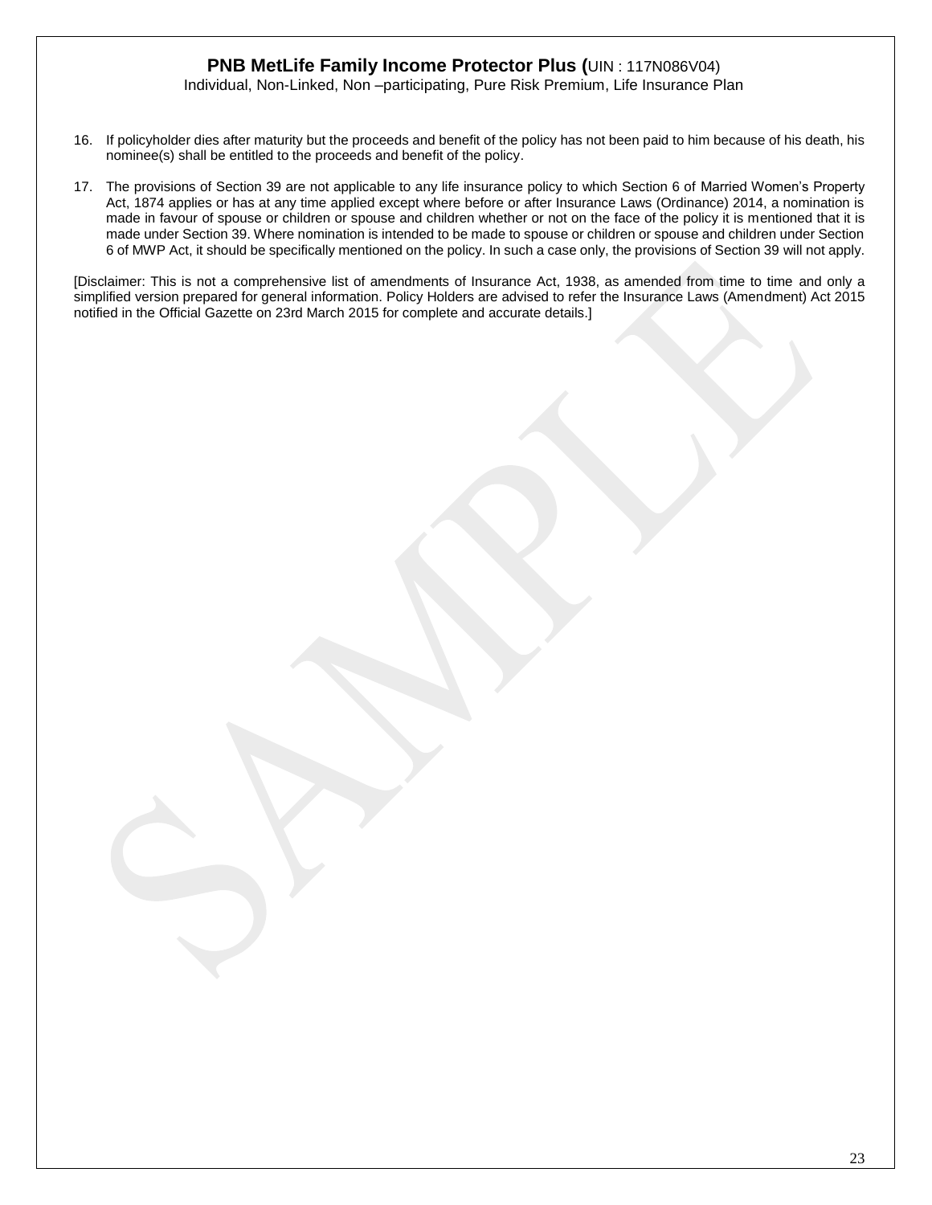16. If policyholder dies after maturity but the proceeds and benefit of the policy has not been paid to him because of his death, his nominee(s) shall be entitled to the proceeds and benefit of the policy.

17. The provisions of Section 39 are not applicable to any life insurance policy to which Section 6 of Married Women's Property Act, 1874 applies or has at any time applied except where before or after Insurance Laws (Ordinance) 2014, a nomination is made in favour of spouse or children or spouse and children whether or not on the face of the policy it is mentioned that it is made under Section 39. Where nomination is intended to be made to spouse or children or spouse and children under Section 6 of MWP Act, it should be specifically mentioned on the policy. In such a case only, the provisions of Section 39 will not apply.

[Disclaimer: This is not a comprehensive list of amendments of Insurance Act, 1938, as amended from time to time and only a simplified version prepared for general information. Policy Holders are advised to refer the Insurance Laws (Amendment) Act 2015 notified in the Official Gazette on 23rd March 2015 for complete and accurate details.]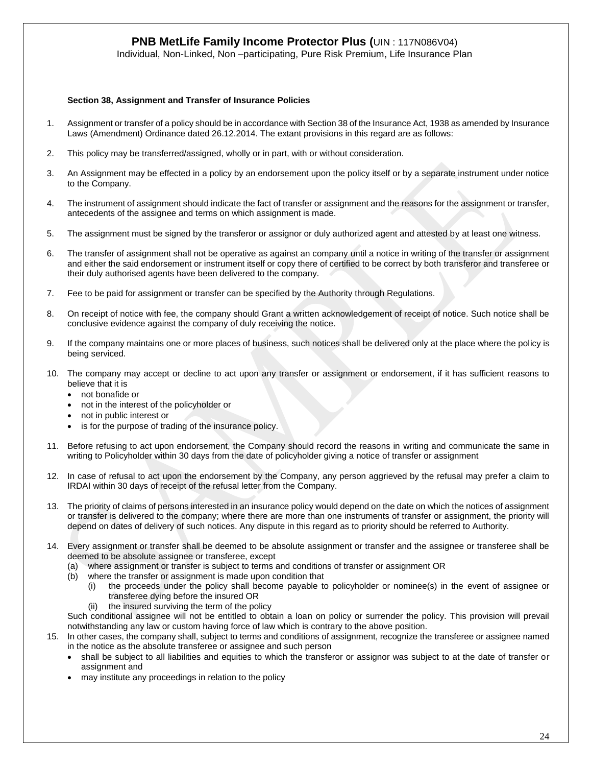**Section 38, Assignment and Transfer of Insurance Policies**

1. Assignment or transfer of a policy should be in accordance with Section 38 of the Insurance Act, 1938 as amended by Insurance Laws (Amendment) Ordinance dated 26.12.2014. The extant provisions in this regard are as follows:

2. This policy may be transferred/assigned, wholly or in part, with or without consideration.

3. An Assignment may be effected in a policy by an endorsement upon the policy itself or by a separate instrument under notice to the Company.

4. The instrument of assignment should indicate the fact of transfer or assignment and the reasons for the assignment or transfer, antecedents of the assignee and terms on which assignment is made.

5. The assignment must be signed by the transferor or assignor or duly authorized agent and attested by at least one witness.

6. The transfer of assignment shall not be operative as against an company until a notice in writing of the transfer or assignment and either the said endorsement or instrument itself or copy there of certified to be correct by both transferor and transferee or their duly authorised agents have been delivered to the company.

7. Fee to be paid for assignment or transfer can be specified by the Authority through Regulations.

8. On receipt of notice with fee, the company should Grant a written acknowledgement of receipt of notice. Such notice shall be conclusive evidence against the company of duly receiving the notice.

9. If the company maintains one or more places of business, such notices shall be delivered only at the place where the policy is being serviced.

10. The company may accept or decline to act upon any transfer or assignment or endorsement, if it has sufficient reasons to believe that it is
    - not bonafide or
    - not in the interest of the policyholder or
    - not in public interest or
    - is for the purpose of trading of the insurance policy.

11. Before refusing to act upon endorsement, the Company should record the reasons in writing and communicate the same in writing to Policyholder within 30 days from the date of policyholder giving a notice of transfer or assignment

12. In case of refusal to act upon the endorsement by the Company, any person aggrieved by the refusal may prefer a claim to IRDAI within 30 days of receipt of the refusal letter from the Company.

13. The priority of claims of persons interested in an insurance policy would depend on the date on which the notices of assignment or transfer is delivered to the company; where there are more than one instruments of transfer or assignment, the priority will depend on dates of delivery of such notices. Any dispute in this regard as to priority should be referred to Authority.

14. Every assignment or transfer shall be deemed to be absolute assignment or transfer and the assignee or transferee shall be deemed to be absolute assignee or transferee, except
    (a) where assignment or transfer is subject to terms and conditions of transfer or assignment OR
    (b) where the transfer or assignment is made upon condition that
        (i) the proceeds under the policy shall become payable to policyholder or nominee(s) in the event of assignee or transferee dying before the insured OR
        (ii) the insured surviving the term of the policy

    Such conditional assignee will not be entitled to obtain a loan on policy or surrender the policy. This provision will prevail notwithstanding any law or custom having force of law which is contrary to the above position.

15. In other cases, the company shall, subject to terms and conditions of assignment, recognize the transferee or assignee named in the notice as the absolute transferee or assignee and such person
    - shall be subject to all liabilities and equities to which the transferor or assignor was subject to at the date of transfer or assignment and
    - may institute any proceedings in relation to the policy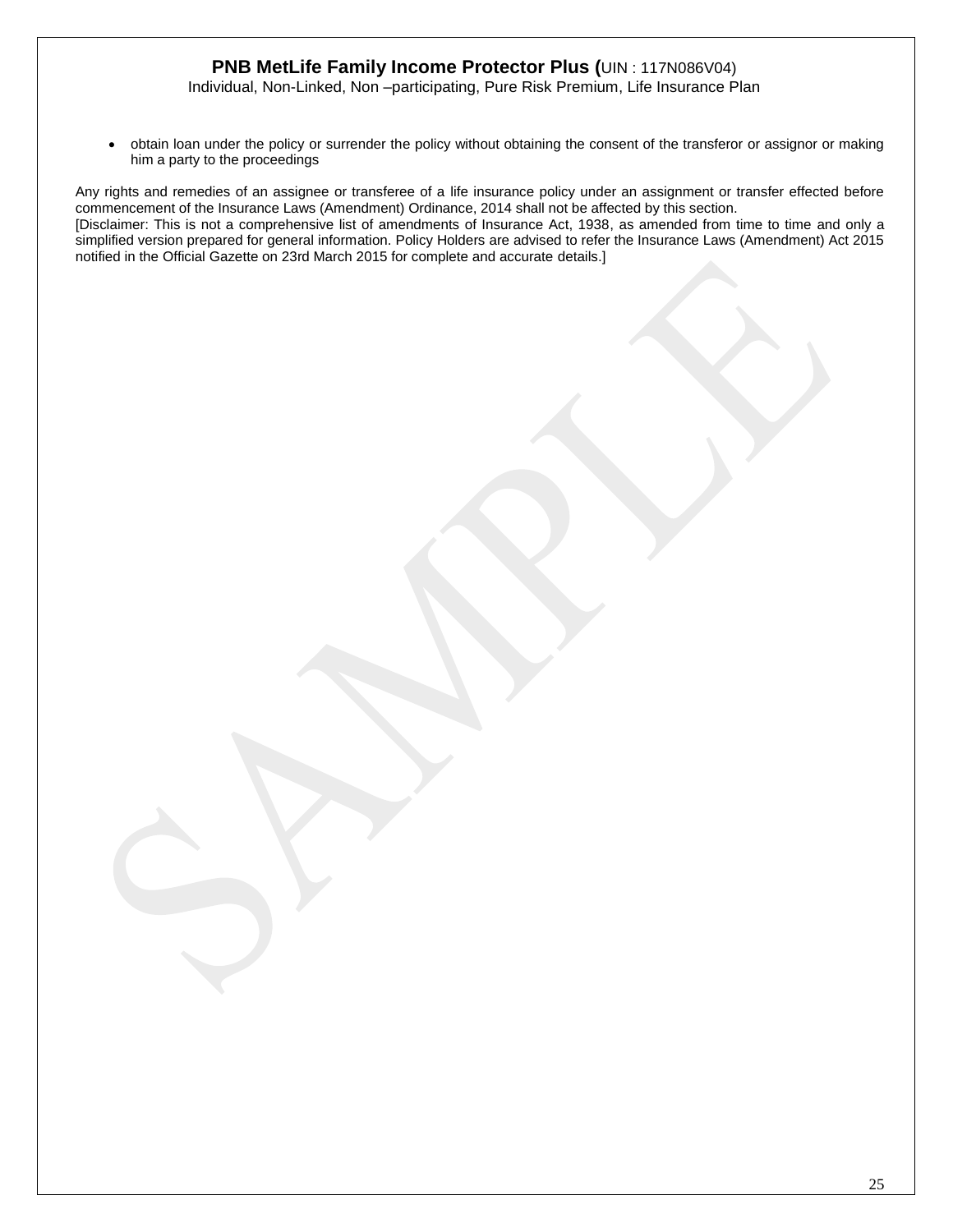- obtain loan under the policy or surrender the policy without obtaining the consent of the transferor or assignor or making him a party to the proceedings

Any rights and remedies of an assignee or transferee of a life insurance policy under an assignment or transfer effected before commencement of the Insurance Laws (Amendment) Ordinance, 2014 shall not be affected by this section.
[Disclaimer: This is not a comprehensive list of amendments of Insurance Act, 1938, as amended from time to time and only a simplified version prepared for general information. Policy Holders are advised to refer the Insurance Laws (Amendment) Act 2015 notified in the Official Gazette on 23rd March 2015 for complete and accurate details.]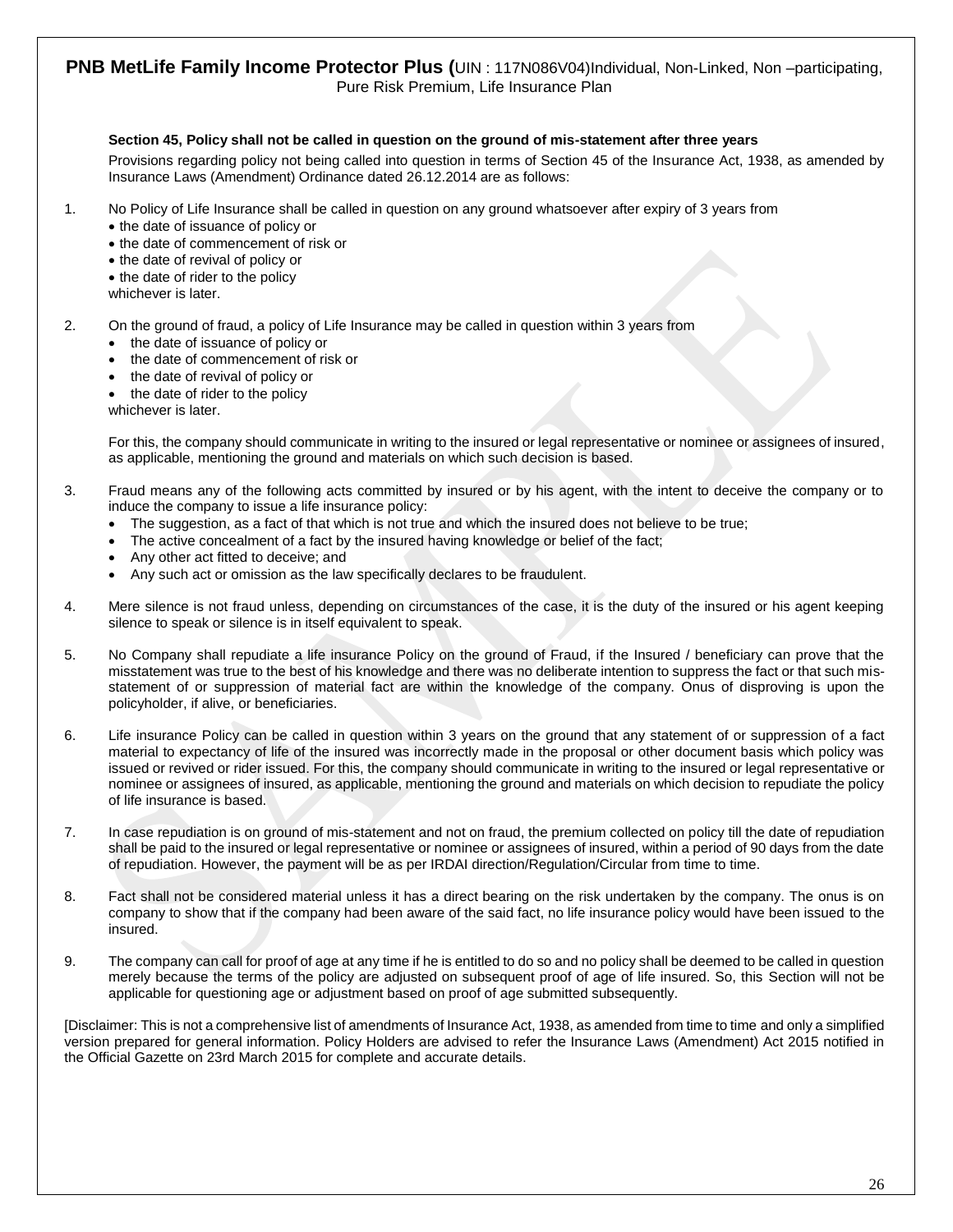**Section 45, Policy shall not be called in question on the ground of mis-statement after three years**

Provisions regarding policy not being called into question in terms of Section 45 of the Insurance Act, 1938, as amended by Insurance Laws (Amendment) Ordinance dated 26.12.2014 are as follows:

1. No Policy of Life Insurance shall be called in question on any ground whatsoever after expiry of 3 years from
   - the date of issuance of policy or
   - the date of commencement of risk or
   - the date of revival of policy or
   - the date of rider to the policy

   whichever is later.

2. On the ground of fraud, a policy of Life Insurance may be called in question within 3 years from
   - the date of issuance of policy or
   - the date of commencement of risk or
   - the date of revival of policy or
   - the date of rider to the policy

   whichever is later.

   For this, the company should communicate in writing to the insured or legal representative or nominee or assignees of insured, as applicable, mentioning the ground and materials on which such decision is based.

3. Fraud means any of the following acts committed by insured or by his agent, with the intent to deceive the company or to induce the company to issue a life insurance policy:
   - The suggestion, as a fact of that which is not true and which the insured does not believe to be true;
   - The active concealment of a fact by the insured having knowledge or belief of the fact;
   - Any other act fitted to deceive; and
   - Any such act or omission as the law specifically declares to be fraudulent.

4. Mere silence is not fraud unless, depending on circumstances of the case, it is the duty of the insured or his agent keeping silence to speak or silence is in itself equivalent to speak.

5. No Company shall repudiate a life insurance Policy on the ground of Fraud, if the Insured / beneficiary can prove that the misstatement was true to the best of his knowledge and there was no deliberate intention to suppress the fact or that such mis-statement of or suppression of material fact are within the knowledge of the company. Onus of disproving is upon the policyholder, if alive, or beneficiaries.

6. Life insurance Policy can be called in question within 3 years on the ground that any statement of or suppression of a fact material to expectancy of life of the insured was incorrectly made in the proposal or other document basis which policy was issued or revived or rider issued. For this, the company should communicate in writing to the insured or legal representative or nominee or assignees of insured, as applicable, mentioning the ground and materials on which decision to repudiate the policy of life insurance is based.

7. In case repudiation is on ground of mis-statement and not on fraud, the premium collected on policy till the date of repudiation shall be paid to the insured or legal representative or nominee or assignees of insured, within a period of 90 days from the date of repudiation. However, the payment will be as per IRDAI direction/Regulation/Circular from time to time.

8. Fact shall not be considered material unless it has a direct bearing on the risk undertaken by the company. The onus is on company to show that if the company had been aware of the said fact, no life insurance policy would have been issued to the insured.

9. The company can call for proof of age at any time if he is entitled to do so and no policy shall be deemed to be called in question merely because the terms of the policy are adjusted on subsequent proof of age of life insured. So, this Section will not be applicable for questioning age or adjustment based on proof of age submitted subsequently.

[Disclaimer: This is not a comprehensive list of amendments of Insurance Act, 1938, as amended from time to time and only a simplified version prepared for general information. Policy Holders are advised to refer the Insurance Laws (Amendment) Act 2015 notified in the Official Gazette on 23rd March 2015 for complete and accurate details.